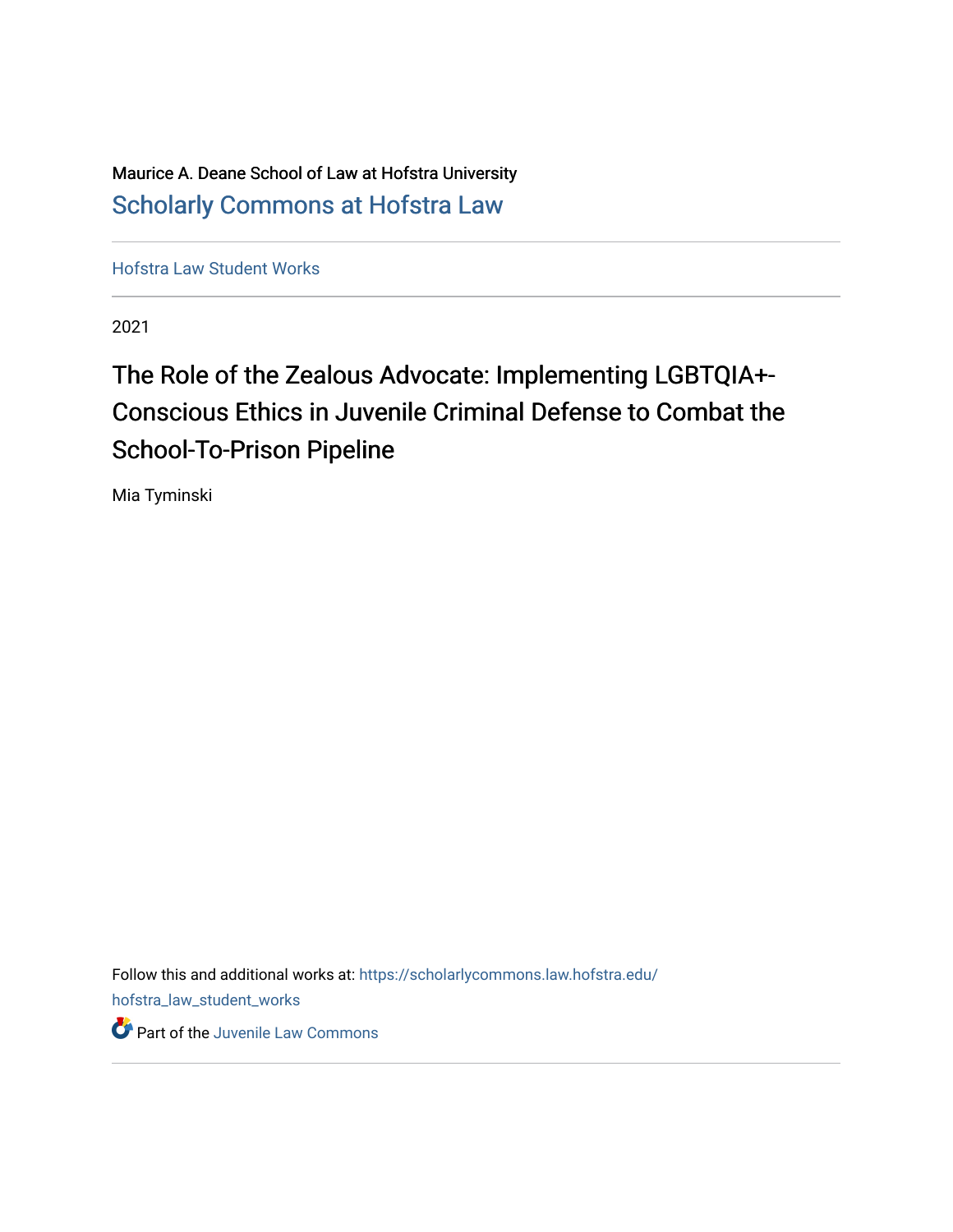Maurice A. Deane School of Law at Hofstra University

Scholarly Commons at Hofstra Law

Hofstra Law Student Works

2021

# The Role of the Zealous Advocate: Implementing LGBTQIA+-Conscious Ethics in Juvenile Criminal Defense to Combat the School-To-Prison Pipeline

Mia Tyminski

Follow this and additional works at: https://scholarlycommons.law.hofstra.edu/hofstra_law_student_works

Part of the Juvenile Law Commons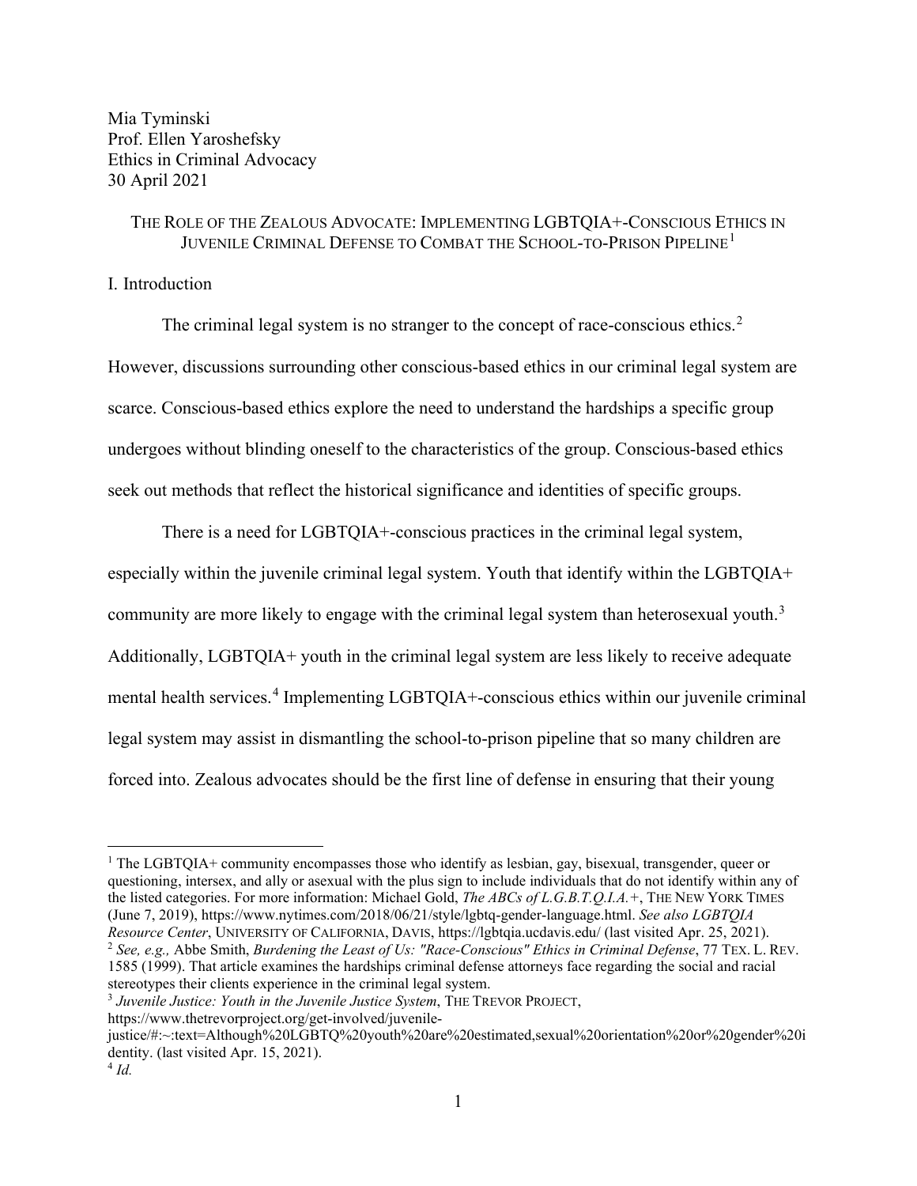Mia Tyminski
Prof. Ellen Yaroshefsky
Ethics in Criminal Advocacy
30 April 2021

THE ROLE OF THE ZEALOUS ADVOCATE: IMPLEMENTING LGBTQIA+-CONSCIOUS ETHICS IN JUVENILE CRIMINAL DEFENSE TO COMBAT THE SCHOOL-TO-PRISON PIPELINE[1]

I. Introduction

The criminal legal system is no stranger to the concept of race-conscious ethics.[2] However, discussions surrounding other conscious-based ethics in our criminal legal system are scarce. Conscious-based ethics explore the need to understand the hardships a specific group undergoes without blinding oneself to the characteristics of the group. Conscious-based ethics seek out methods that reflect the historical significance and identities of specific groups.

There is a need for LGBTQIA+-conscious practices in the criminal legal system, especially within the juvenile criminal legal system. Youth that identify within the LGBTQIA+ community are more likely to engage with the criminal legal system than heterosexual youth.[3] Additionally, LGBTQIA+ youth in the criminal legal system are less likely to receive adequate mental health services.[4] Implementing LGBTQIA+-conscious ethics within our juvenile criminal legal system may assist in dismantling the school-to-prison pipeline that so many children are forced into. Zealous advocates should be the first line of defense in ensuring that their young

---

[1] The LGBTQIA+ community encompasses those who identify as lesbian, gay, bisexual, transgender, queer or questioning, intersex, and ally or asexual with the plus sign to include individuals that do not identify within any of the listed categories. For more information: Michael Gold, *The ABCs of L.G.B.T.Q.I.A.+*, THE NEW YORK TIMES (June 7, 2019), https://www.nytimes.com/2018/06/21/style/lgbtq-gender-language.html. *See also LGBTQIA Resource Center*, UNIVERSITY OF CALIFORNIA, DAVIS, https://lgbtqia.ucdavis.edu/ (last visited Apr. 25, 2021).

[2] *See, e.g.,* Abbe Smith, *Burdening the Least of Us: "Race-Conscious" Ethics in Criminal Defense*, 77 TEX. L. REV. 1585 (1999). That article examines the hardships criminal defense attorneys face regarding the social and racial stereotypes their clients experience in the criminal legal system.

[3] *Juvenile Justice: Youth in the Juvenile Justice System*, THE TREVOR PROJECT, https://www.thetrevorproject.org/get-involved/juvenile-justice/#:~:text=Although%20LGBTQ%20youth%20are%20estimated,sexual%20orientation%20or%20gender%20identity. (last visited Apr. 15, 2021).

[4] *Id.*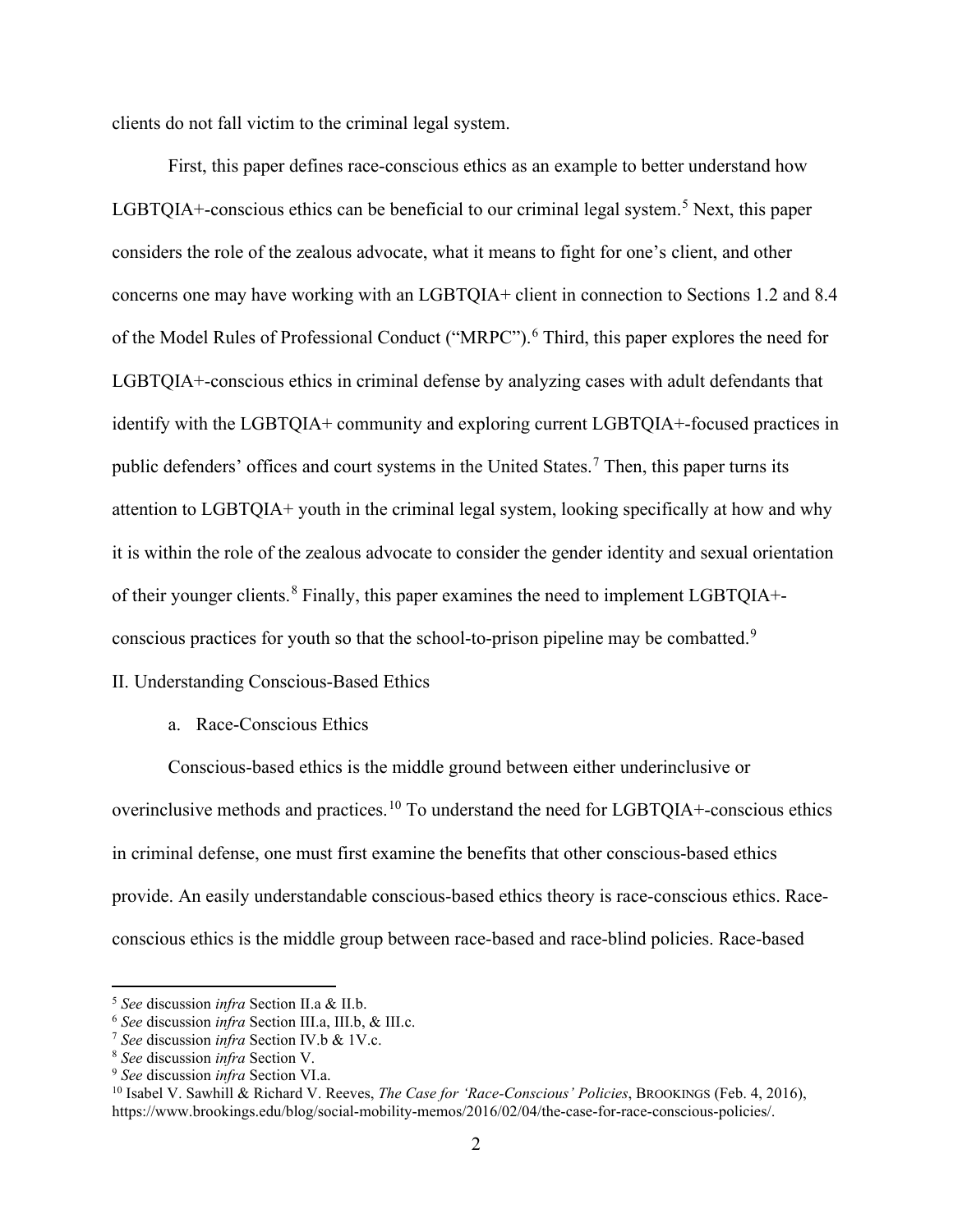clients do not fall victim to the criminal legal system.

First, this paper defines race-conscious ethics as an example to better understand how LGBTQIA+-conscious ethics can be beneficial to our criminal legal system.[5] Next, this paper considers the role of the zealous advocate, what it means to fight for one's client, and other concerns one may have working with an LGBTQIA+ client in connection to Sections 1.2 and 8.4 of the Model Rules of Professional Conduct ("MRPC").[6] Third, this paper explores the need for LGBTQIA+-conscious ethics in criminal defense by analyzing cases with adult defendants that identify with the LGBTQIA+ community and exploring current LGBTQIA+-focused practices in public defenders' offices and court systems in the United States.[7] Then, this paper turns its attention to LGBTQIA+ youth in the criminal legal system, looking specifically at how and why it is within the role of the zealous advocate to consider the gender identity and sexual orientation of their younger clients.[8] Finally, this paper examines the need to implement LGBTQIA+-conscious practices for youth so that the school-to-prison pipeline may be combatted.[9]

## II. Understanding Conscious-Based Ethics

### a. Race-Conscious Ethics

Conscious-based ethics is the middle ground between either underinclusive or overinclusive methods and practices.[10] To understand the need for LGBTQIA+-conscious ethics in criminal defense, one must first examine the benefits that other conscious-based ethics provide. An easily understandable conscious-based ethics theory is race-conscious ethics. Race-conscious ethics is the middle group between race-based and race-blind policies. Race-based

---

[5] *See* discussion *infra* Section II.a & II.b.

[6] *See* discussion *infra* Section III.a, III.b, & III.c.

[7] *See* discussion *infra* Section IV.b & 1V.c.

[8] *See* discussion *infra* Section V.

[9] *See* discussion *infra* Section VI.a.

[10] Isabel V. Sawhill & Richard V. Reeves, *The Case for 'Race-Conscious' Policies*, BROOKINGS (Feb. 4, 2016), https://www.brookings.edu/blog/social-mobility-memos/2016/02/04/the-case-for-race-conscious-policies/.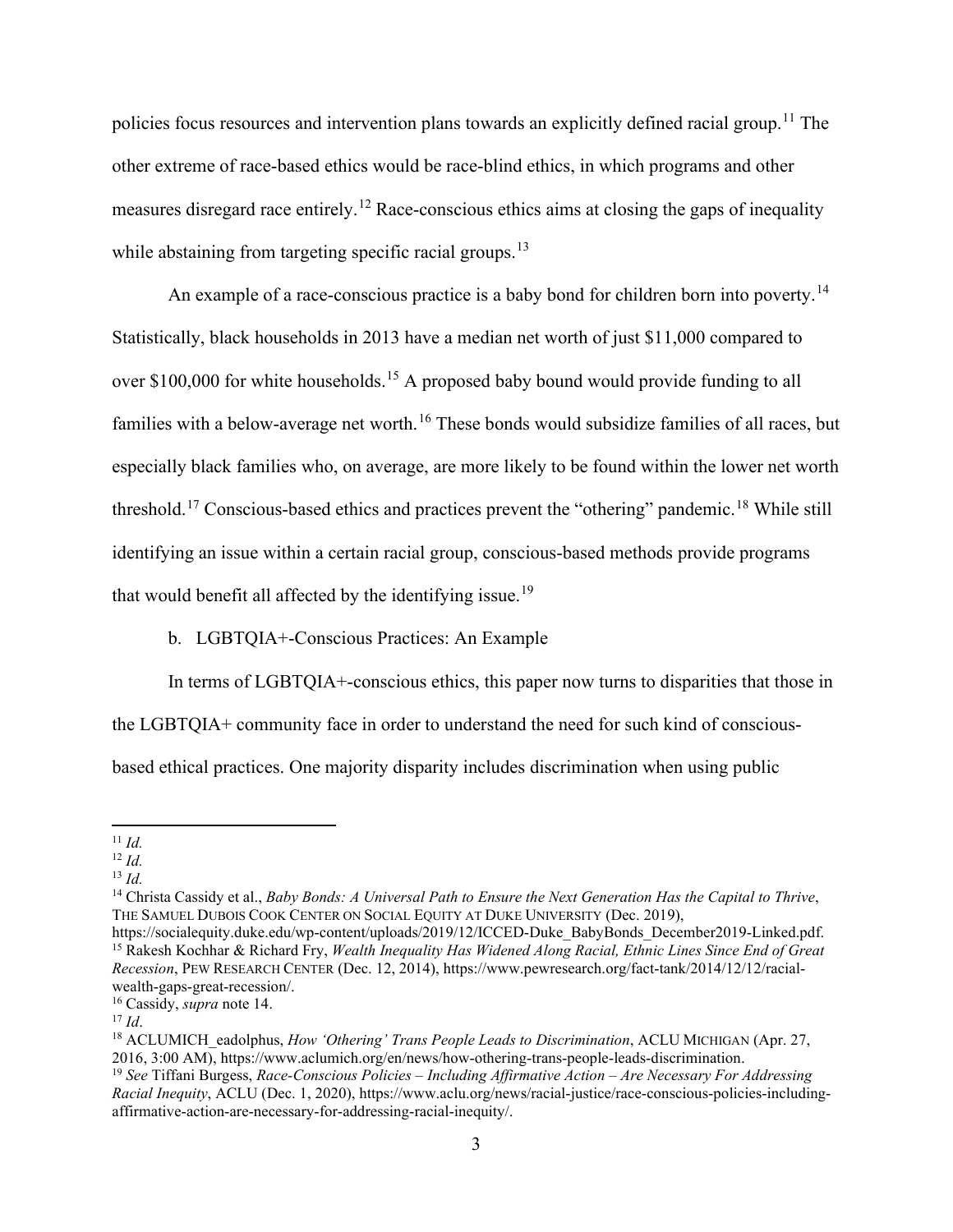policies focus resources and intervention plans towards an explicitly defined racial group.[11] The other extreme of race-based ethics would be race-blind ethics, in which programs and other measures disregard race entirely.[12] Race-conscious ethics aims at closing the gaps of inequality while abstaining from targeting specific racial groups.[13]

An example of a race-conscious practice is a baby bond for children born into poverty.[14] Statistically, black households in 2013 have a median net worth of just $11,000 compared to over $100,000 for white households.[15] A proposed baby bound would provide funding to all families with a below-average net worth.[16] These bonds would subsidize families of all races, but especially black families who, on average, are more likely to be found within the lower net worth threshold.[17] Conscious-based ethics and practices prevent the "othering" pandemic.[18] While still identifying an issue within a certain racial group, conscious-based methods provide programs that would benefit all affected by the identifying issue.[19]

### b. LGBTQIA+-Conscious Practices: An Example

In terms of LGBTQIA+-conscious ethics, this paper now turns to disparities that those in the LGBTQIA+ community face in order to understand the need for such kind of conscious-based ethical practices. One majority disparity includes discrimination when using public

---

[11] *Id.*

[12] *Id.*

[13] *Id.*

[14] Christa Cassidy et al., *Baby Bonds: A Universal Path to Ensure the Next Generation Has the Capital to Thrive*, THE SAMUEL DUBOIS COOK CENTER ON SOCIAL EQUITY AT DUKE UNIVERSITY (Dec. 2019), https://socialequity.duke.edu/wp-content/uploads/2019/12/ICCED-Duke_BabyBonds_December2019-Linked.pdf.

[15] Rakesh Kochhar & Richard Fry, *Wealth Inequality Has Widened Along Racial, Ethnic Lines Since End of Great Recession*, PEW RESEARCH CENTER (Dec. 12, 2014), https://www.pewresearch.org/fact-tank/2014/12/12/racial-wealth-gaps-great-recession/.

[16] Cassidy, *supra* note 14.

[17] *Id*.

[18] ACLUMICH_eadolphus, *How 'Othering' Trans People Leads to Discrimination*, ACLU MICHIGAN (Apr. 27, 2016, 3:00 AM), https://www.aclumich.org/en/news/how-othering-trans-people-leads-discrimination.

[19] *See* Tiffani Burgess, *Race-Conscious Policies – Including Affirmative Action – Are Necessary For Addressing Racial Inequity*, ACLU (Dec. 1, 2020), https://www.aclu.org/news/racial-justice/race-conscious-policies-including-affirmative-action-are-necessary-for-addressing-racial-inequity/.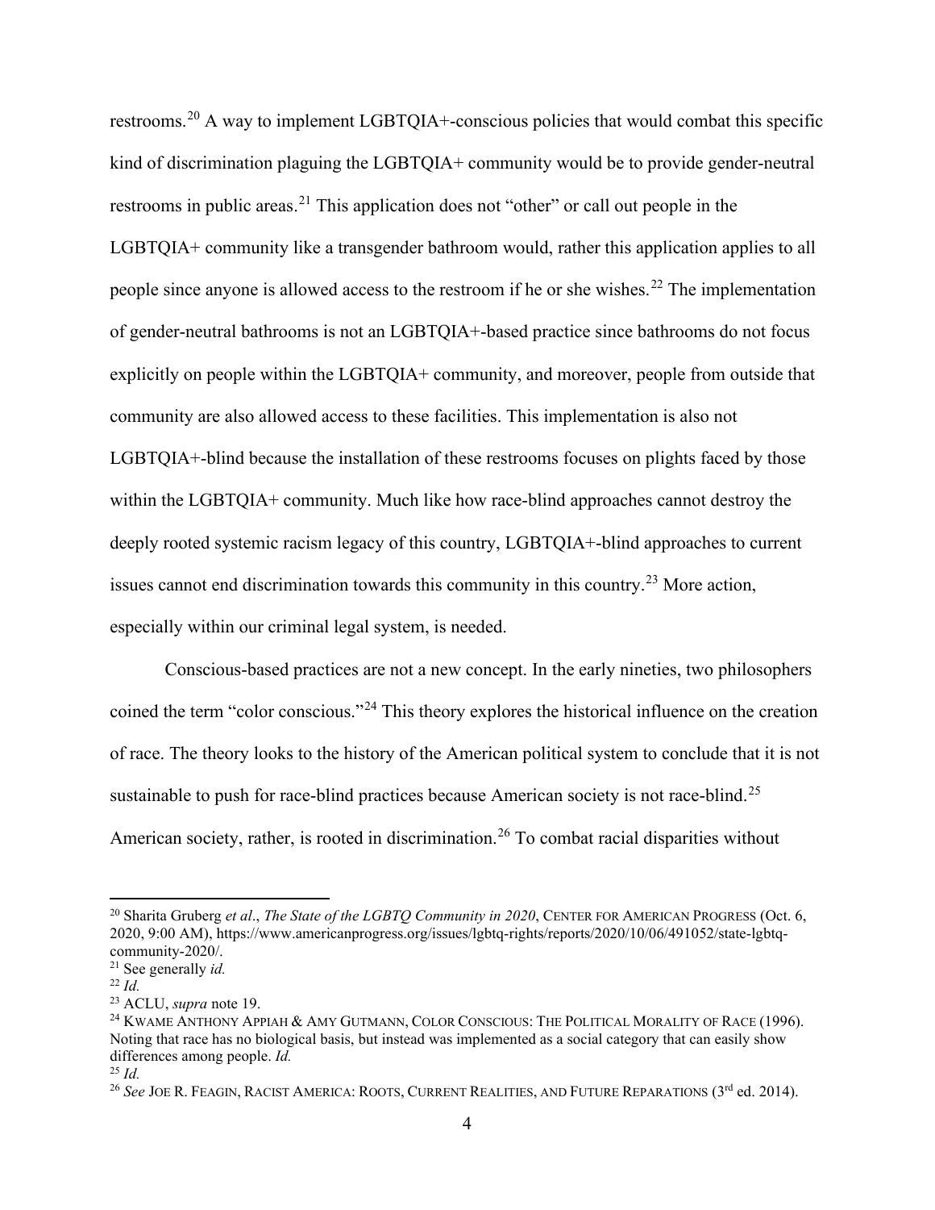restrooms.[20] A way to implement LGBTQIA+-conscious policies that would combat this specific kind of discrimination plaguing the LGBTQIA+ community would be to provide gender-neutral restrooms in public areas.[21] This application does not "other" or call out people in the LGBTQIA+ community like a transgender bathroom would, rather this application applies to all people since anyone is allowed access to the restroom if he or she wishes.[22] The implementation of gender-neutral bathrooms is not an LGBTQIA+-based practice since bathrooms do not focus explicitly on people within the LGBTQIA+ community, and moreover, people from outside that community are also allowed access to these facilities. This implementation is also not LGBTQIA+-blind because the installation of these restrooms focuses on plights faced by those within the LGBTQIA+ community. Much like how race-blind approaches cannot destroy the deeply rooted systemic racism legacy of this country, LGBTQIA+-blind approaches to current issues cannot end discrimination towards this community in this country.[23] More action, especially within our criminal legal system, is needed.

Conscious-based practices are not a new concept. In the early nineties, two philosophers coined the term "color conscious."[24] This theory explores the historical influence on the creation of race. The theory looks to the history of the American political system to conclude that it is not sustainable to push for race-blind practices because American society is not race-blind.[25] American society, rather, is rooted in discrimination.[26] To combat racial disparities without

---

[20] Sharita Gruberg *et al*., *The State of the LGBTQ Community in 2020*, CENTER FOR AMERICAN PROGRESS (Oct. 6, 2020, 9:00 AM), https://www.americanprogress.org/issues/lgbtq-rights/reports/2020/10/06/491052/state-lgbtq-community-2020/.

[21] See generally *id.*

[22] *Id.*

[23] ACLU, *supra* note 19.

[24] KWAME ANTHONY APPIAH & AMY GUTMANN, COLOR CONSCIOUS: THE POLITICAL MORALITY OF RACE (1996). Noting that race has no biological basis, but instead was implemented as a social category that can easily show differences among people. *Id.*

[25] *Id.*

[26] *See* JOE R. FEAGIN, RACIST AMERICA: ROOTS, CURRENT REALITIES, AND FUTURE REPARATIONS (3rd ed. 2014).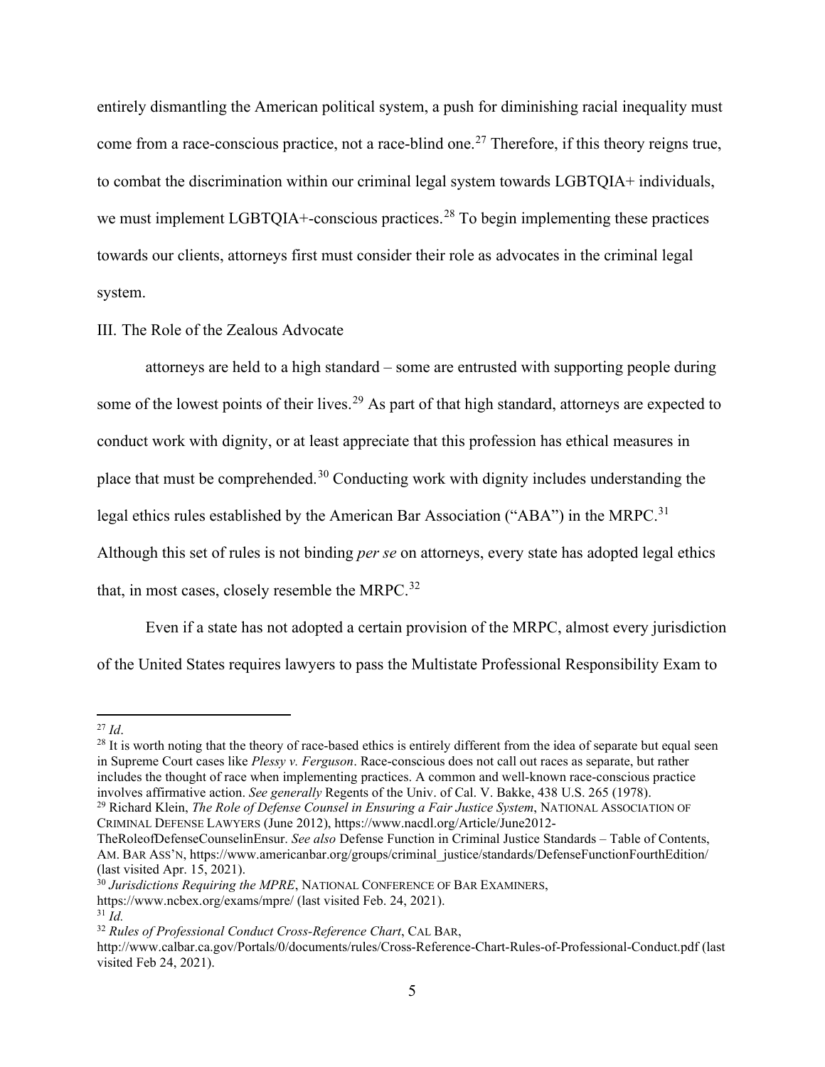entirely dismantling the American political system, a push for diminishing racial inequality must come from a race-conscious practice, not a race-blind one.[27] Therefore, if this theory reigns true, to combat the discrimination within our criminal legal system towards LGBTQIA+ individuals, we must implement LGBTQIA+-conscious practices.[28] To begin implementing these practices towards our clients, attorneys first must consider their role as advocates in the criminal legal system.

## III. The Role of the Zealous Advocate

attorneys are held to a high standard – some are entrusted with supporting people during some of the lowest points of their lives.[29] As part of that high standard, attorneys are expected to conduct work with dignity, or at least appreciate that this profession has ethical measures in place that must be comprehended.[30] Conducting work with dignity includes understanding the legal ethics rules established by the American Bar Association ("ABA") in the MRPC.[31] Although this set of rules is not binding *per se* on attorneys, every state has adopted legal ethics that, in most cases, closely resemble the MRPC.[32]

Even if a state has not adopted a certain provision of the MRPC, almost every jurisdiction of the United States requires lawyers to pass the Multistate Professional Responsibility Exam to

---

[27] *Id*.

[28] It is worth noting that the theory of race-based ethics is entirely different from the idea of separate but equal seen in Supreme Court cases like *Plessy v. Ferguson*. Race-conscious does not call out races as separate, but rather includes the thought of race when implementing practices. A common and well-known race-conscious practice involves affirmative action. *See generally* Regents of the Univ. of Cal. V. Bakke, 438 U.S. 265 (1978).

[29] Richard Klein, *The Role of Defense Counsel in Ensuring a Fair Justice System*, NATIONAL ASSOCIATION OF CRIMINAL DEFENSE LAWYERS (June 2012), https://www.nacdl.org/Article/June2012-TheRoleofDefenseCounselinEnsur. *See also* Defense Function in Criminal Justice Standards – Table of Contents, AM. BAR ASS'N, https://www.americanbar.org/groups/criminal_justice/standards/DefenseFunctionFourthEdition/ (last visited Apr. 15, 2021).

[30] *Jurisdictions Requiring the MPRE*, NATIONAL CONFERENCE OF BAR EXAMINERS, https://www.ncbex.org/exams/mpre/ (last visited Feb. 24, 2021).

[31] *Id.*

[32] *Rules of Professional Conduct Cross-Reference Chart*, CAL BAR, http://www.calbar.ca.gov/Portals/0/documents/rules/Cross-Reference-Chart-Rules-of-Professional-Conduct.pdf (last visited Feb 24, 2021).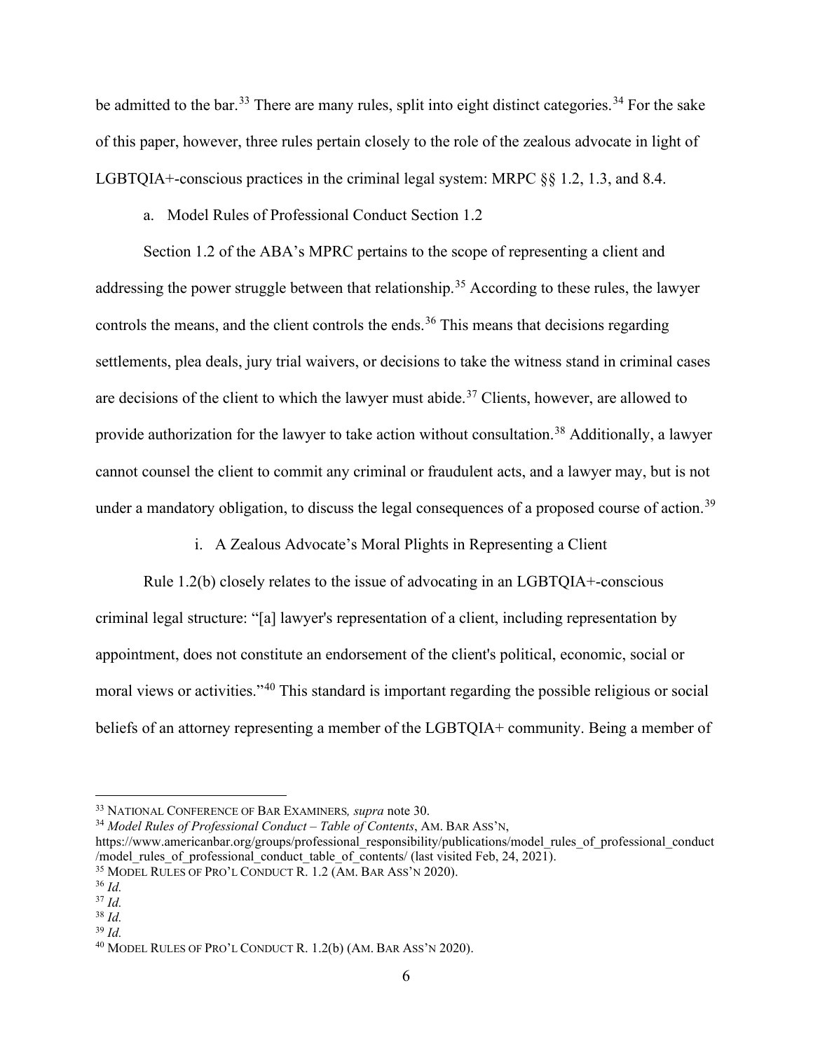be admitted to the bar.[33] There are many rules, split into eight distinct categories.[34] For the sake of this paper, however, three rules pertain closely to the role of the zealous advocate in light of LGBTQIA+-conscious practices in the criminal legal system: MRPC §§ 1.2, 1.3, and 8.4.

a. Model Rules of Professional Conduct Section 1.2

Section 1.2 of the ABA's MPRC pertains to the scope of representing a client and addressing the power struggle between that relationship.[35] According to these rules, the lawyer controls the means, and the client controls the ends.[36] This means that decisions regarding settlements, plea deals, jury trial waivers, or decisions to take the witness stand in criminal cases are decisions of the client to which the lawyer must abide.[37] Clients, however, are allowed to provide authorization for the lawyer to take action without consultation.[38] Additionally, a lawyer cannot counsel the client to commit any criminal or fraudulent acts, and a lawyer may, but is not under a mandatory obligation, to discuss the legal consequences of a proposed course of action.[39]

i. A Zealous Advocate's Moral Plights in Representing a Client

Rule 1.2(b) closely relates to the issue of advocating in an LGBTQIA+-conscious criminal legal structure: "[a] lawyer's representation of a client, including representation by appointment, does not constitute an endorsement of the client's political, economic, social or moral views or activities."[40] This standard is important regarding the possible religious or social beliefs of an attorney representing a member of the LGBTQIA+ community. Being a member of

---

[33] NATIONAL CONFERENCE OF BAR EXAMINERS, *supra* note 30.

[34] *Model Rules of Professional Conduct – Table of Contents*, AM. BAR ASS'N, https://www.americanbar.org/groups/professional_responsibility/publications/model_rules_of_professional_conduct/model_rules_of_professional_conduct_table_of_contents/ (last visited Feb, 24, 2021).

[35] MODEL RULES OF PRO'L CONDUCT R. 1.2 (AM. BAR ASS'N 2020).

[36] *Id.*

[37] *Id.*

[38] *Id.*

[39] *Id.*

[40] MODEL RULES OF PRO'L CONDUCT R. 1.2(b) (AM. BAR ASS'N 2020).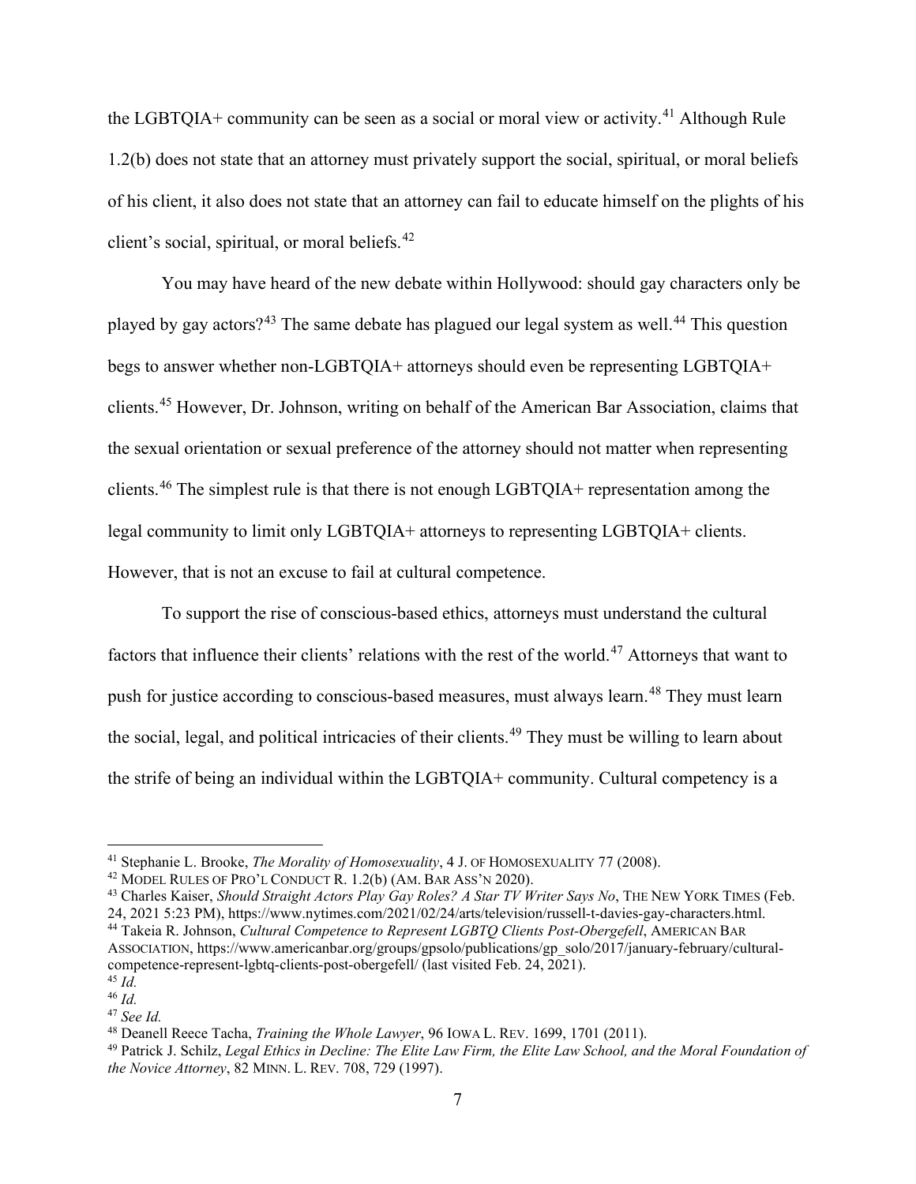the LGBTQIA+ community can be seen as a social or moral view or activity.[41] Although Rule 1.2(b) does not state that an attorney must privately support the social, spiritual, or moral beliefs of his client, it also does not state that an attorney can fail to educate himself on the plights of his client's social, spiritual, or moral beliefs.[42]

You may have heard of the new debate within Hollywood: should gay characters only be played by gay actors?[43] The same debate has plagued our legal system as well.[44] This question begs to answer whether non-LGBTQIA+ attorneys should even be representing LGBTQIA+ clients.[45] However, Dr. Johnson, writing on behalf of the American Bar Association, claims that the sexual orientation or sexual preference of the attorney should not matter when representing clients.[46] The simplest rule is that there is not enough LGBTQIA+ representation among the legal community to limit only LGBTQIA+ attorneys to representing LGBTQIA+ clients. However, that is not an excuse to fail at cultural competence.

To support the rise of conscious-based ethics, attorneys must understand the cultural factors that influence their clients' relations with the rest of the world.[47] Attorneys that want to push for justice according to conscious-based measures, must always learn.[48] They must learn the social, legal, and political intricacies of their clients.[49] They must be willing to learn about the strife of being an individual within the LGBTQIA+ community. Cultural competency is a

---

[41] Stephanie L. Brooke, *The Morality of Homosexuality*, 4 J. OF HOMOSEXUALITY 77 (2008).

[42] MODEL RULES OF PRO'L CONDUCT R. 1.2(b) (AM. BAR ASS'N 2020).

[43] Charles Kaiser, *Should Straight Actors Play Gay Roles? A Star TV Writer Says No*, THE NEW YORK TIMES (Feb. 24, 2021 5:23 PM), https://www.nytimes.com/2021/02/24/arts/television/russell-t-davies-gay-characters.html.

[44] Takeia R. Johnson, *Cultural Competence to Represent LGBTQ Clients Post-Obergefell*, AMERICAN BAR ASSOCIATION, https://www.americanbar.org/groups/gpsolo/publications/gp_solo/2017/january-february/cultural-competence-represent-lgbtq-clients-post-obergefell/ (last visited Feb. 24, 2021).

[45] *Id.*

[46] *Id.*

[47] *See Id.*

[48] Deanell Reece Tacha, *Training the Whole Lawyer*, 96 IOWA L. REV. 1699, 1701 (2011).

[49] Patrick J. Schilz, *Legal Ethics in Decline: The Elite Law Firm, the Elite Law School, and the Moral Foundation of the Novice Attorney*, 82 MINN. L. REV. 708, 729 (1997).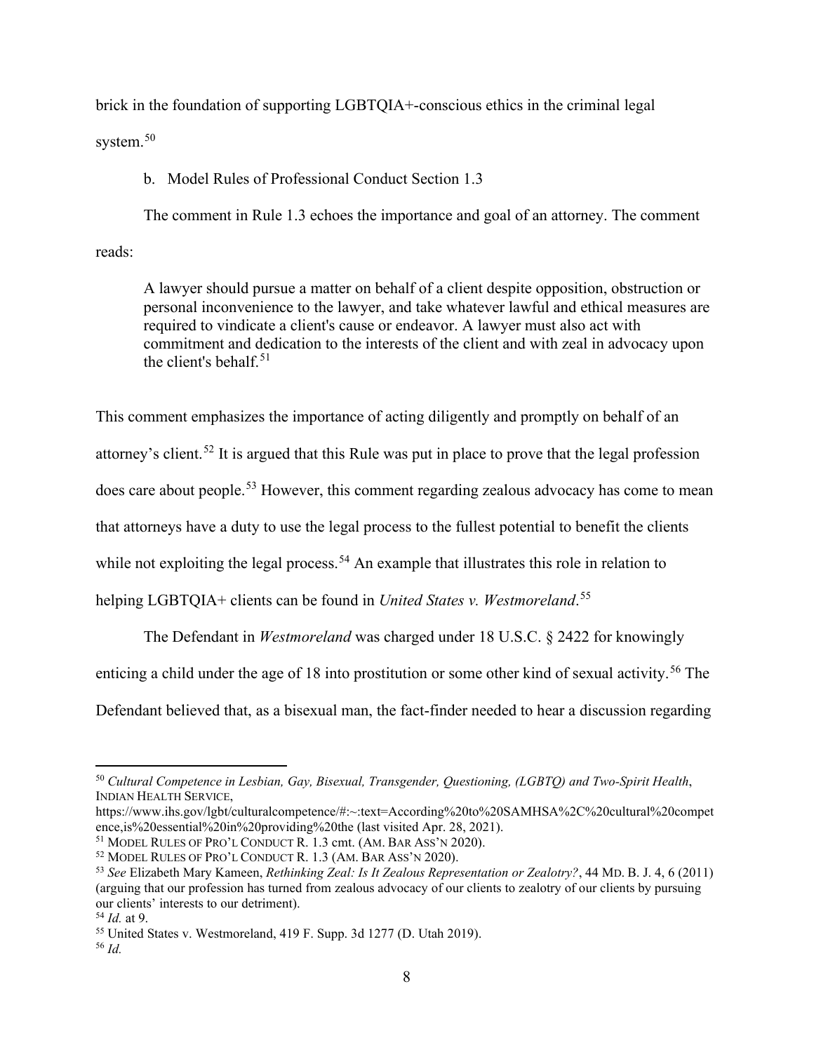brick in the foundation of supporting LGBTQIA+-conscious ethics in the criminal legal system.[50]

b. Model Rules of Professional Conduct Section 1.3

The comment in Rule 1.3 echoes the importance and goal of an attorney. The comment reads:

> A lawyer should pursue a matter on behalf of a client despite opposition, obstruction or personal inconvenience to the lawyer, and take whatever lawful and ethical measures are required to vindicate a client's cause or endeavor. A lawyer must also act with commitment and dedication to the interests of the client and with zeal in advocacy upon the client's behalf.[51]

This comment emphasizes the importance of acting diligently and promptly on behalf of an attorney's client.[52] It is argued that this Rule was put in place to prove that the legal profession does care about people.[53] However, this comment regarding zealous advocacy has come to mean that attorneys have a duty to use the legal process to the fullest potential to benefit the clients while not exploiting the legal process.[54] An example that illustrates this role in relation to helping LGBTQIA+ clients can be found in *United States v. Westmoreland*.[55]

The Defendant in *Westmoreland* was charged under 18 U.S.C. § 2422 for knowingly enticing a child under the age of 18 into prostitution or some other kind of sexual activity.[56] The Defendant believed that, as a bisexual man, the fact-finder needed to hear a discussion regarding

---

[50] *Cultural Competence in Lesbian, Gay, Bisexual, Transgender, Questioning, (LGBTQ) and Two-Spirit Health*, INDIAN HEALTH SERVICE, https://www.ihs.gov/lgbt/culturalcompetence/#:~:text=According%20to%20SAMHSA%2C%20cultural%20competence,is%20essential%20in%20providing%20the (last visited Apr. 28, 2021).

[51] MODEL RULES OF PRO'L CONDUCT R. 1.3 cmt. (AM. BAR ASS'N 2020).

[52] MODEL RULES OF PRO'L CONDUCT R. 1.3 (AM. BAR ASS'N 2020).

[53] *See* Elizabeth Mary Kameen, *Rethinking Zeal: Is It Zealous Representation or Zealotry?*, 44 MD. B. J. 4, 6 (2011) (arguing that our profession has turned from zealous advocacy of our clients to zealotry of our clients by pursuing our clients' interests to our detriment).

[54] *Id.* at 9.

[55] United States v. Westmoreland, 419 F. Supp. 3d 1277 (D. Utah 2019).

[56] *Id.*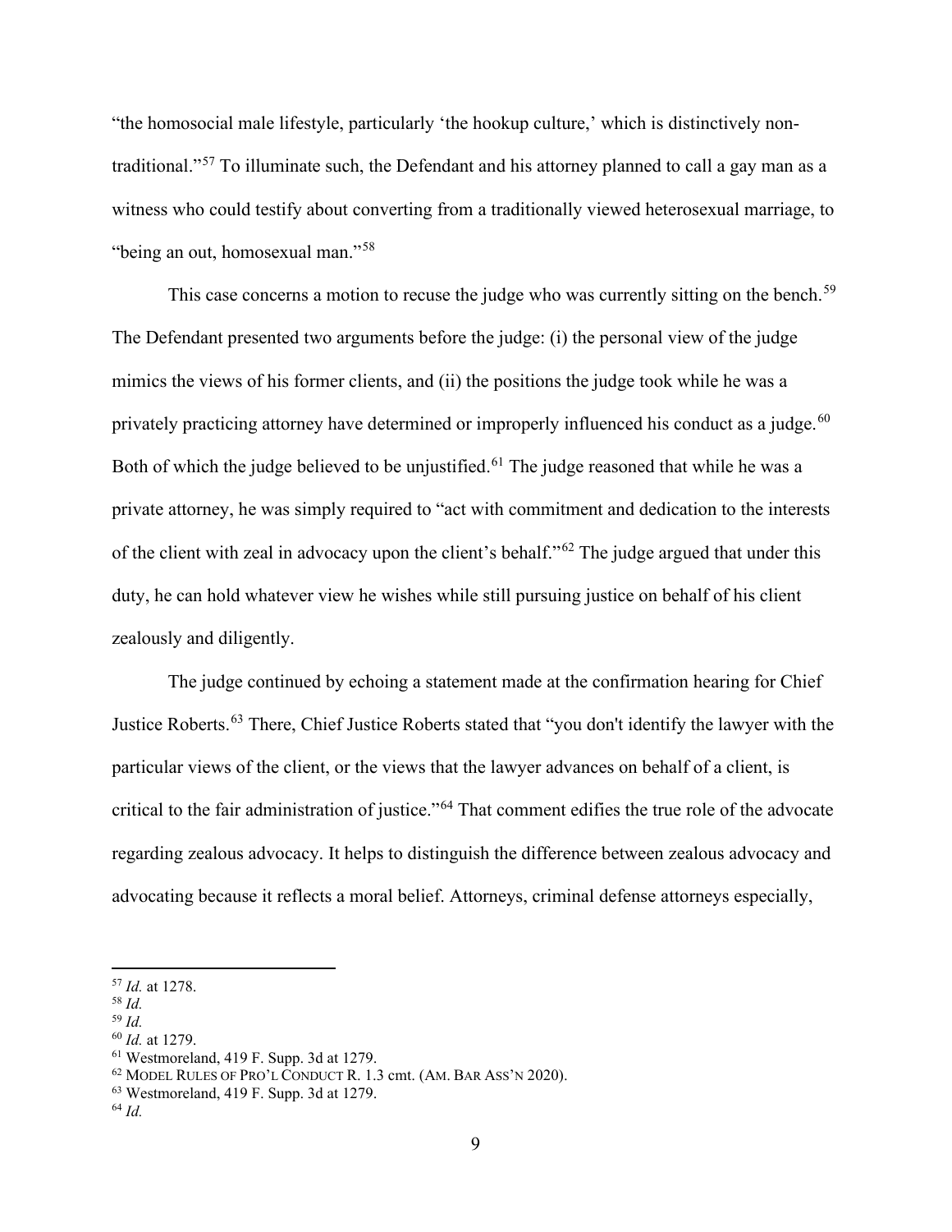"the homosocial male lifestyle, particularly 'the hookup culture,' which is distinctively non-traditional."[57] To illuminate such, the Defendant and his attorney planned to call a gay man as a witness who could testify about converting from a traditionally viewed heterosexual marriage, to "being an out, homosexual man."[58]

This case concerns a motion to recuse the judge who was currently sitting on the bench.[59] The Defendant presented two arguments before the judge: (i) the personal view of the judge mimics the views of his former clients, and (ii) the positions the judge took while he was a privately practicing attorney have determined or improperly influenced his conduct as a judge.[60] Both of which the judge believed to be unjustified.[61] The judge reasoned that while he was a private attorney, he was simply required to "act with commitment and dedication to the interests of the client with zeal in advocacy upon the client's behalf."[62] The judge argued that under this duty, he can hold whatever view he wishes while still pursuing justice on behalf of his client zealously and diligently.

The judge continued by echoing a statement made at the confirmation hearing for Chief Justice Roberts.[63] There, Chief Justice Roberts stated that "you don't identify the lawyer with the particular views of the client, or the views that the lawyer advances on behalf of a client, is critical to the fair administration of justice."[64] That comment edifies the true role of the advocate regarding zealous advocacy. It helps to distinguish the difference between zealous advocacy and advocating because it reflects a moral belief. Attorneys, criminal defense attorneys especially,

---

[57] *Id.* at 1278.
[58] *Id.*
[59] *Id.*
[60] *Id.* at 1279.
[61] Westmoreland, 419 F. Supp. 3d at 1279.
[62] MODEL RULES OF PRO'L CONDUCT R. 1.3 cmt. (AM. BAR ASS'N 2020).
[63] Westmoreland, 419 F. Supp. 3d at 1279.
[64] *Id.*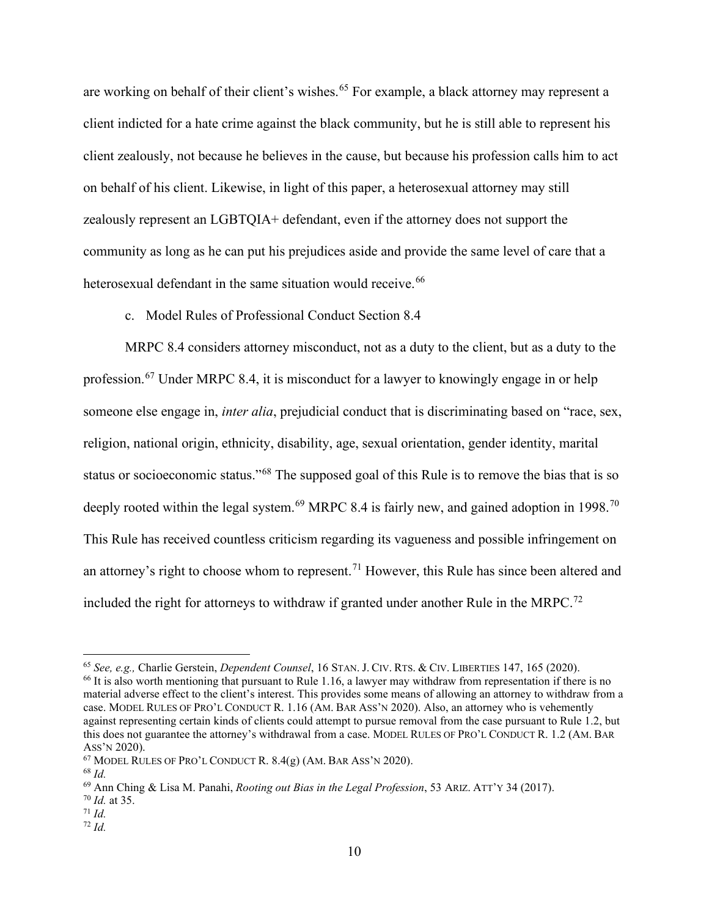are working on behalf of their client's wishes.[65] For example, a black attorney may represent a client indicted for a hate crime against the black community, but he is still able to represent his client zealously, not because he believes in the cause, but because his profession calls him to act on behalf of his client. Likewise, in light of this paper, a heterosexual attorney may still zealously represent an LGBTQIA+ defendant, even if the attorney does not support the community as long as he can put his prejudices aside and provide the same level of care that a heterosexual defendant in the same situation would receive.[66]

c. Model Rules of Professional Conduct Section 8.4

MRPC 8.4 considers attorney misconduct, not as a duty to the client, but as a duty to the profession.[67] Under MRPC 8.4, it is misconduct for a lawyer to knowingly engage in or help someone else engage in, *inter alia*, prejudicial conduct that is discriminating based on "race, sex, religion, national origin, ethnicity, disability, age, sexual orientation, gender identity, marital status or socioeconomic status."[68] The supposed goal of this Rule is to remove the bias that is so deeply rooted within the legal system.[69] MRPC 8.4 is fairly new, and gained adoption in 1998.[70] This Rule has received countless criticism regarding its vagueness and possible infringement on an attorney's right to choose whom to represent.[71] However, this Rule has since been altered and included the right for attorneys to withdraw if granted under another Rule in the MRPC.[72]

---

[65] *See, e.g.,* Charlie Gerstein, *Dependent Counsel*, 16 STAN. J. CIV. RTS. & CIV. LIBERTIES 147, 165 (2020).

[66] It is also worth mentioning that pursuant to Rule 1.16, a lawyer may withdraw from representation if there is no material adverse effect to the client's interest. This provides some means of allowing an attorney to withdraw from a case. MODEL RULES OF PRO'L CONDUCT R. 1.16 (AM. BAR ASS'N 2020). Also, an attorney who is vehemently against representing certain kinds of clients could attempt to pursue removal from the case pursuant to Rule 1.2, but this does not guarantee the attorney's withdrawal from a case. MODEL RULES OF PRO'L CONDUCT R. 1.2 (AM. BAR ASS'N 2020).

[67] MODEL RULES OF PRO'L CONDUCT R. 8.4(g) (AM. BAR ASS'N 2020).

[68] *Id.*

[69] Ann Ching & Lisa M. Panahi, *Rooting out Bias in the Legal Profession*, 53 ARIZ. ATT'Y 34 (2017).

[70] *Id.* at 35.

[71] *Id.*

[72] *Id.*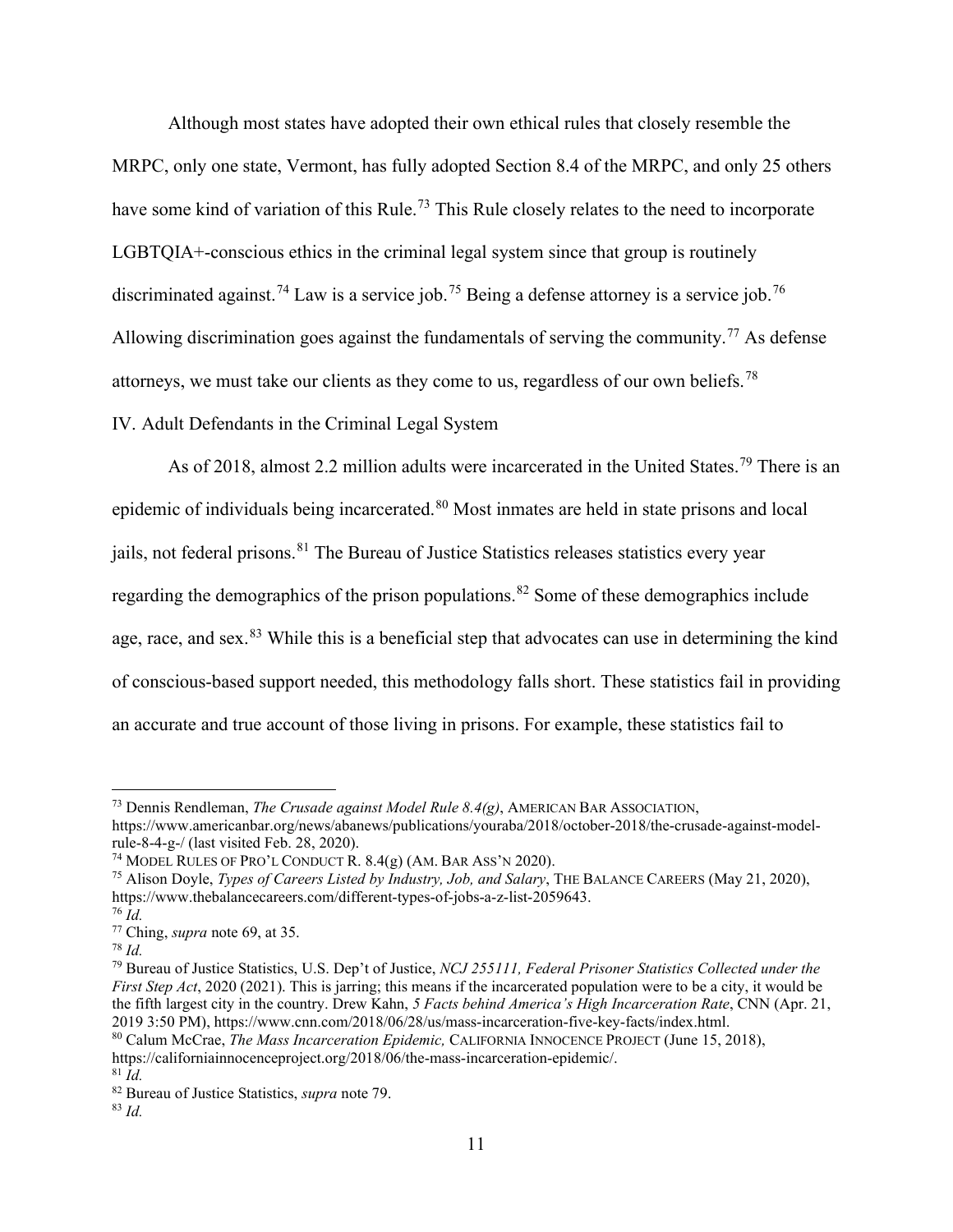Although most states have adopted their own ethical rules that closely resemble the MRPC, only one state, Vermont, has fully adopted Section 8.4 of the MRPC, and only 25 others have some kind of variation of this Rule.[73] This Rule closely relates to the need to incorporate LGBTQIA+-conscious ethics in the criminal legal system since that group is routinely discriminated against.[74] Law is a service job.[75] Being a defense attorney is a service job.[76] Allowing discrimination goes against the fundamentals of serving the community.[77] As defense attorneys, we must take our clients as they come to us, regardless of our own beliefs.[78]

## IV. Adult Defendants in the Criminal Legal System

As of 2018, almost 2.2 million adults were incarcerated in the United States.[79] There is an epidemic of individuals being incarcerated.[80] Most inmates are held in state prisons and local jails, not federal prisons.[81] The Bureau of Justice Statistics releases statistics every year regarding the demographics of the prison populations.[82] Some of these demographics include age, race, and sex.[83] While this is a beneficial step that advocates can use in determining the kind of conscious-based support needed, this methodology falls short. These statistics fail in providing an accurate and true account of those living in prisons. For example, these statistics fail to

---

[73] Dennis Rendleman, *The Crusade against Model Rule 8.4(g)*, AMERICAN BAR ASSOCIATION, https://www.americanbar.org/news/abanews/publications/youraba/2018/october-2018/the-crusade-against-model-rule-8-4-g-/ (last visited Feb. 28, 2020).

[74] MODEL RULES OF PRO'L CONDUCT R. 8.4(g) (AM. BAR ASS'N 2020).

[75] Alison Doyle, *Types of Careers Listed by Industry, Job, and Salary*, THE BALANCE CAREERS (May 21, 2020), https://www.thebalancecareers.com/different-types-of-jobs-a-z-list-2059643.

[76] *Id.*

[77] Ching, *supra* note 69, at 35.

[78] *Id.*

[79] Bureau of Justice Statistics, U.S. Dep't of Justice, *NCJ 255111, Federal Prisoner Statistics Collected under the First Step Act*, 2020 (2021). This is jarring; this means if the incarcerated population were to be a city, it would be the fifth largest city in the country. Drew Kahn, *5 Facts behind America's High Incarceration Rate*, CNN (Apr. 21, 2019 3:50 PM), https://www.cnn.com/2018/06/28/us/mass-incarceration-five-key-facts/index.html.

[80] Calum McCrae, *The Mass Incarceration Epidemic,* CALIFORNIA INNOCENCE PROJECT (June 15, 2018), https://californiainnocenceproject.org/2018/06/the-mass-incarceration-epidemic/.

[81] *Id.*

[82] Bureau of Justice Statistics, *supra* note 79.

[83] *Id.*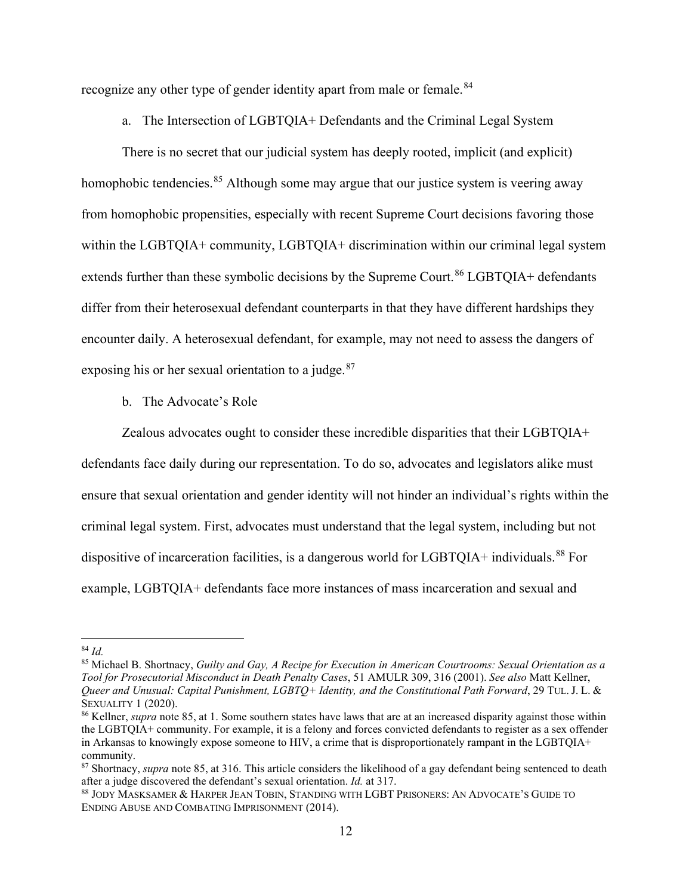recognize any other type of gender identity apart from male or female.[84]

a. The Intersection of LGBTQIA+ Defendants and the Criminal Legal System

There is no secret that our judicial system has deeply rooted, implicit (and explicit) homophobic tendencies.[85] Although some may argue that our justice system is veering away from homophobic propensities, especially with recent Supreme Court decisions favoring those within the LGBTQIA+ community, LGBTQIA+ discrimination within our criminal legal system extends further than these symbolic decisions by the Supreme Court.[86] LGBTQIA+ defendants differ from their heterosexual defendant counterparts in that they have different hardships they encounter daily. A heterosexual defendant, for example, may not need to assess the dangers of exposing his or her sexual orientation to a judge.[87]

b. The Advocate's Role

Zealous advocates ought to consider these incredible disparities that their LGBTQIA+ defendants face daily during our representation. To do so, advocates and legislators alike must ensure that sexual orientation and gender identity will not hinder an individual's rights within the criminal legal system. First, advocates must understand that the legal system, including but not dispositive of incarceration facilities, is a dangerous world for LGBTQIA+ individuals.[88] For example, LGBTQIA+ defendants face more instances of mass incarceration and sexual and

---

[84] *Id.*

[85] Michael B. Shortnacy, *Guilty and Gay, A Recipe for Execution in American Courtrooms: Sexual Orientation as a Tool for Prosecutorial Misconduct in Death Penalty Cases*, 51 AMULR 309, 316 (2001). *See also* Matt Kellner, *Queer and Unusual: Capital Punishment, LGBTQ+ Identity, and the Constitutional Path Forward*, 29 TUL. J. L. & SEXUALITY 1 (2020).

[86] Kellner, *supra* note 85, at 1. Some southern states have laws that are at an increased disparity against those within the LGBTQIA+ community. For example, it is a felony and forces convicted defendants to register as a sex offender in Arkansas to knowingly expose someone to HIV, a crime that is disproportionately rampant in the LGBTQIA+ community.

[87] Shortnacy, *supra* note 85, at 316. This article considers the likelihood of a gay defendant being sentenced to death after a judge discovered the defendant's sexual orientation. *Id.* at 317.

[88] JODY MASKSAMER & HARPER JEAN TOBIN, STANDING WITH LGBT PRISONERS: AN ADVOCATE'S GUIDE TO ENDING ABUSE AND COMBATING IMPRISONMENT (2014).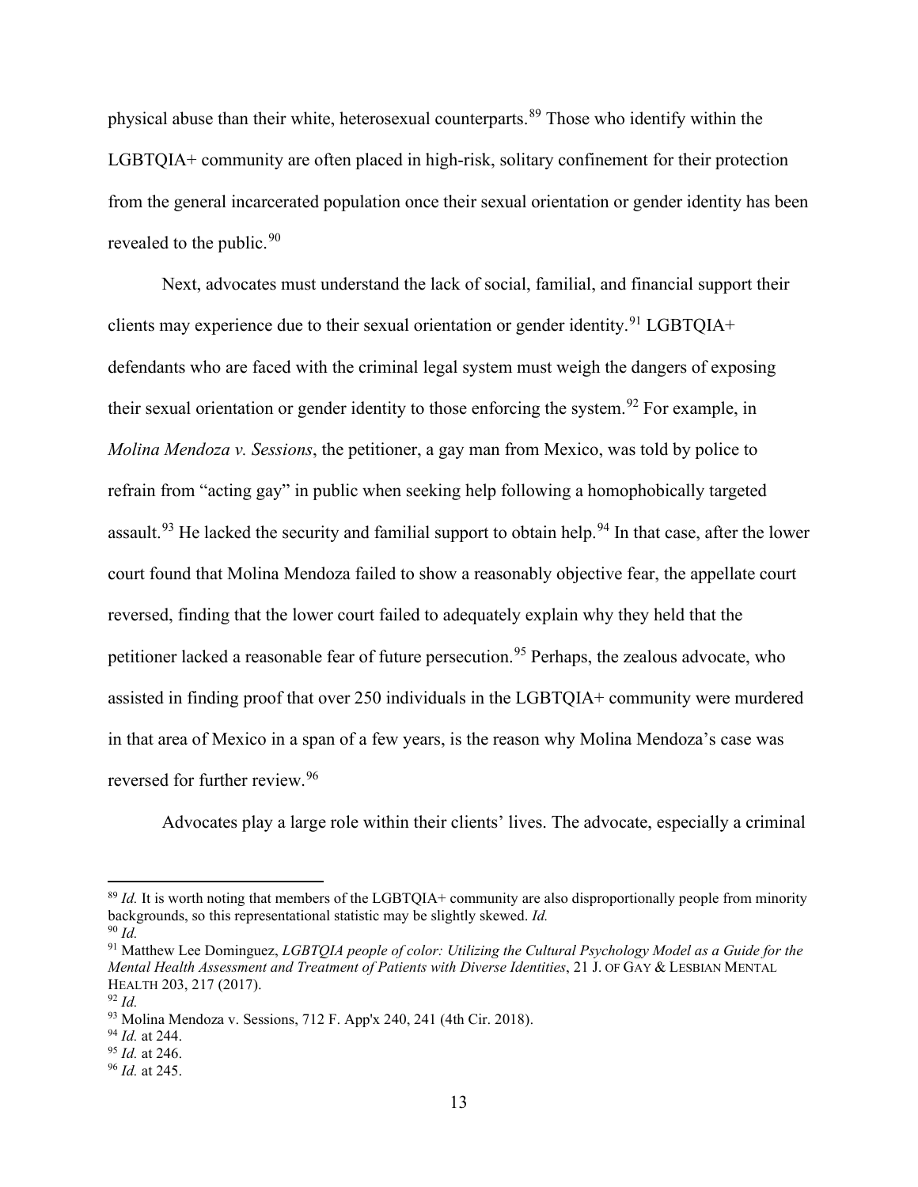physical abuse than their white, heterosexual counterparts.[89] Those who identify within the LGBTQIA+ community are often placed in high-risk, solitary confinement for their protection from the general incarcerated population once their sexual orientation or gender identity has been revealed to the public.[90]

Next, advocates must understand the lack of social, familial, and financial support their clients may experience due to their sexual orientation or gender identity.[91] LGBTQIA+ defendants who are faced with the criminal legal system must weigh the dangers of exposing their sexual orientation or gender identity to those enforcing the system.[92] For example, in *Molina Mendoza v. Sessions*, the petitioner, a gay man from Mexico, was told by police to refrain from "acting gay" in public when seeking help following a homophobically targeted assault.[93] He lacked the security and familial support to obtain help.[94] In that case, after the lower court found that Molina Mendoza failed to show a reasonably objective fear, the appellate court reversed, finding that the lower court failed to adequately explain why they held that the petitioner lacked a reasonable fear of future persecution.[95] Perhaps, the zealous advocate, who assisted in finding proof that over 250 individuals in the LGBTQIA+ community were murdered in that area of Mexico in a span of a few years, is the reason why Molina Mendoza's case was reversed for further review.[96]

Advocates play a large role within their clients' lives. The advocate, especially a criminal

---

[89] *Id.* It is worth noting that members of the LGBTQIA+ community are also disproportionally people from minority backgrounds, so this representational statistic may be slightly skewed. *Id.*

[90] *Id.*

[91] Matthew Lee Dominguez, *LGBTQIA people of color: Utilizing the Cultural Psychology Model as a Guide for the Mental Health Assessment and Treatment of Patients with Diverse Identities*, 21 J. OF GAY & LESBIAN MENTAL HEALTH 203, 217 (2017).

[92] *Id.*

[93] Molina Mendoza v. Sessions, 712 F. App'x 240, 241 (4th Cir. 2018).

[94] *Id.* at 244.

[95] *Id.* at 246.

[96] *Id.* at 245.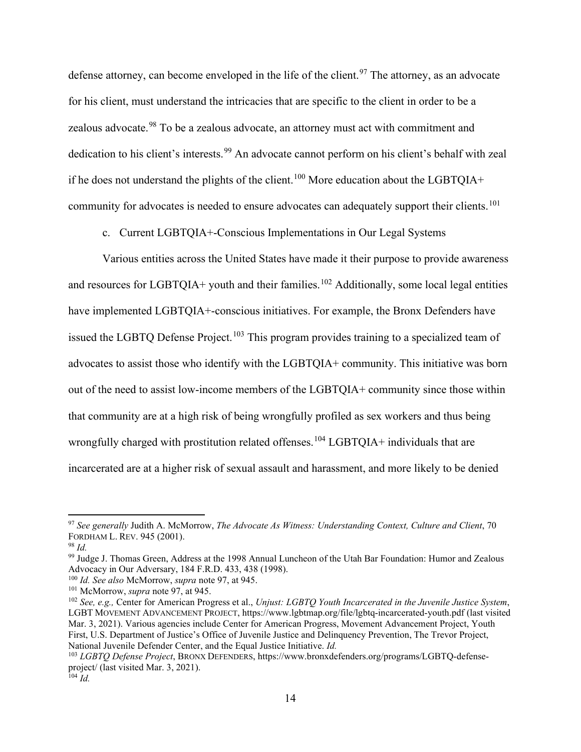defense attorney, can become enveloped in the life of the client.[97] The attorney, as an advocate for his client, must understand the intricacies that are specific to the client in order to be a zealous advocate.[98] To be a zealous advocate, an attorney must act with commitment and dedication to his client's interests.[99] An advocate cannot perform on his client's behalf with zeal if he does not understand the plights of the client.[100] More education about the LGBTQIA+ community for advocates is needed to ensure advocates can adequately support their clients.[101]

c. Current LGBTQIA+-Conscious Implementations in Our Legal Systems

Various entities across the United States have made it their purpose to provide awareness and resources for LGBTQIA+ youth and their families.[102] Additionally, some local legal entities have implemented LGBTQIA+-conscious initiatives. For example, the Bronx Defenders have issued the LGBTQ Defense Project.[103] This program provides training to a specialized team of advocates to assist those who identify with the LGBTQIA+ community. This initiative was born out of the need to assist low-income members of the LGBTQIA+ community since those within that community are at a high risk of being wrongfully profiled as sex workers and thus being wrongfully charged with prostitution related offenses.[104] LGBTQIA+ individuals that are incarcerated are at a higher risk of sexual assault and harassment, and more likely to be denied

---

[97] *See generally* Judith A. McMorrow, *The Advocate As Witness: Understanding Context, Culture and Client*, 70 FORDHAM L. REV. 945 (2001).

[98] *Id.*

[99] Judge J. Thomas Green, Address at the 1998 Annual Luncheon of the Utah Bar Foundation: Humor and Zealous Advocacy in Our Adversary, 184 F.R.D. 433, 438 (1998).

[100] *Id. See also* McMorrow, *supra* note 97, at 945.

[101] McMorrow, *supra* note 97, at 945.

[102] *See, e.g.,* Center for American Progress et al., *Unjust: LGBTQ Youth Incarcerated in the Juvenile Justice System*, LGBT MOVEMENT ADVANCEMENT PROJECT, https://www.lgbtmap.org/file/lgbtq-incarcerated-youth.pdf (last visited Mar. 3, 2021). Various agencies include Center for American Progress, Movement Advancement Project, Youth First, U.S. Department of Justice's Office of Juvenile Justice and Delinquency Prevention, The Trevor Project, National Juvenile Defender Center, and the Equal Justice Initiative. *Id.*

[103] *LGBTQ Defense Project*, BRONX DEFENDERS, https://www.bronxdefenders.org/programs/LGBTQ-defense-project/ (last visited Mar. 3, 2021).

[104] *Id.*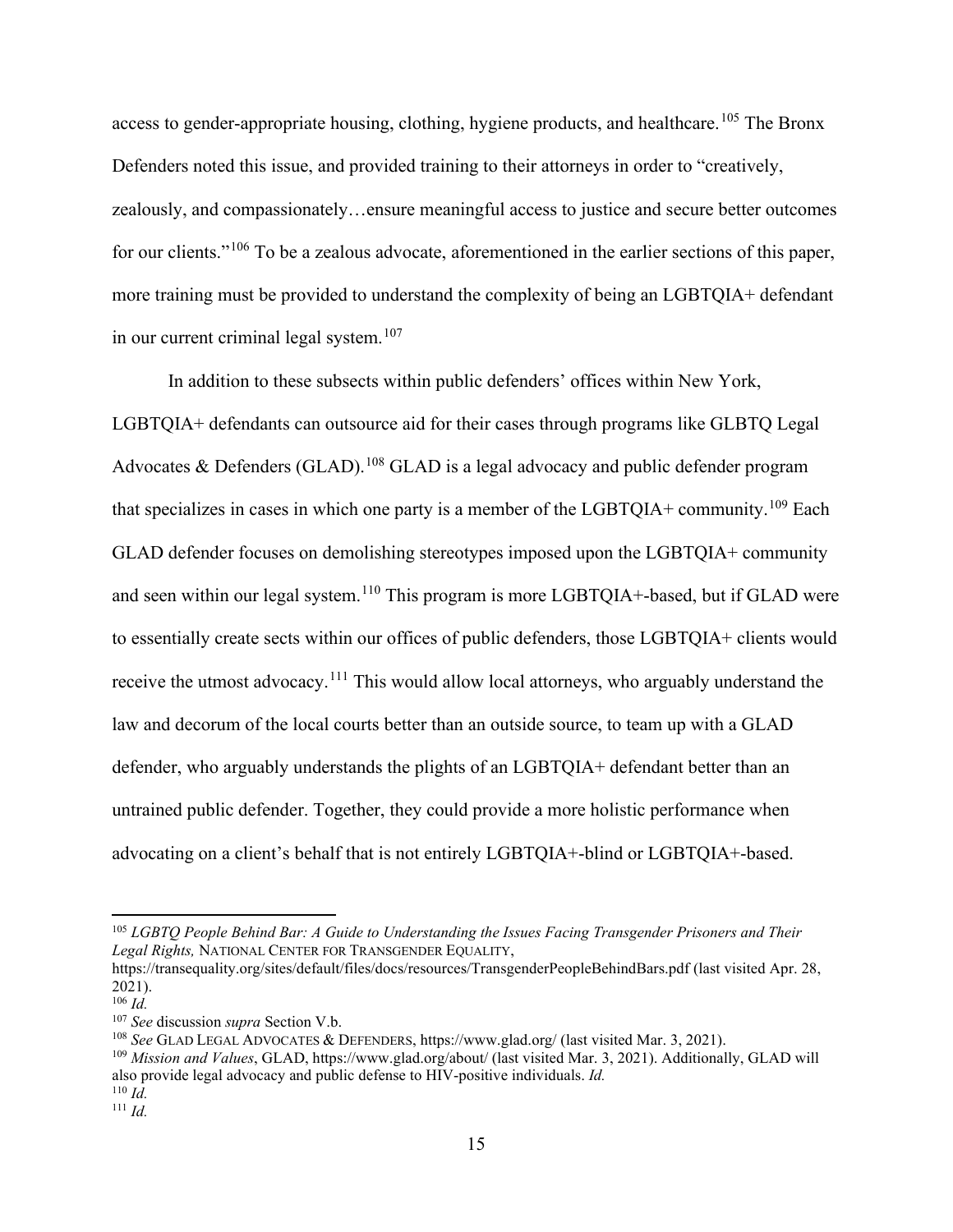access to gender-appropriate housing, clothing, hygiene products, and healthcare.[105] The Bronx Defenders noted this issue, and provided training to their attorneys in order to "creatively, zealously, and compassionately…ensure meaningful access to justice and secure better outcomes for our clients."[106] To be a zealous advocate, aforementioned in the earlier sections of this paper, more training must be provided to understand the complexity of being an LGBTQIA+ defendant in our current criminal legal system.[107]

In addition to these subsects within public defenders' offices within New York, LGBTQIA+ defendants can outsource aid for their cases through programs like GLBTQ Legal Advocates & Defenders (GLAD).[108] GLAD is a legal advocacy and public defender program that specializes in cases in which one party is a member of the LGBTQIA+ community.[109] Each GLAD defender focuses on demolishing stereotypes imposed upon the LGBTQIA+ community and seen within our legal system.[110] This program is more LGBTQIA+-based, but if GLAD were to essentially create sects within our offices of public defenders, those LGBTQIA+ clients would receive the utmost advocacy.[111] This would allow local attorneys, who arguably understand the law and decorum of the local courts better than an outside source, to team up with a GLAD defender, who arguably understands the plights of an LGBTQIA+ defendant better than an untrained public defender. Together, they could provide a more holistic performance when advocating on a client's behalf that is not entirely LGBTQIA+-blind or LGBTQIA+-based.

---

[105] *LGBTQ People Behind Bar: A Guide to Understanding the Issues Facing Transgender Prisoners and Their Legal Rights,* NATIONAL CENTER FOR TRANSGENDER EQUALITY, https://transequality.org/sites/default/files/docs/resources/TransgenderPeopleBehindBars.pdf (last visited Apr. 28, 2021).

[106] *Id.*

[107] *See* discussion *supra* Section V.b.

[108] *See* GLAD LEGAL ADVOCATES & DEFENDERS, https://www.glad.org/ (last visited Mar. 3, 2021).

[109] *Mission and Values*, GLAD, https://www.glad.org/about/ (last visited Mar. 3, 2021). Additionally, GLAD will also provide legal advocacy and public defense to HIV-positive individuals. *Id.*

[110] *Id.*

[111] *Id.*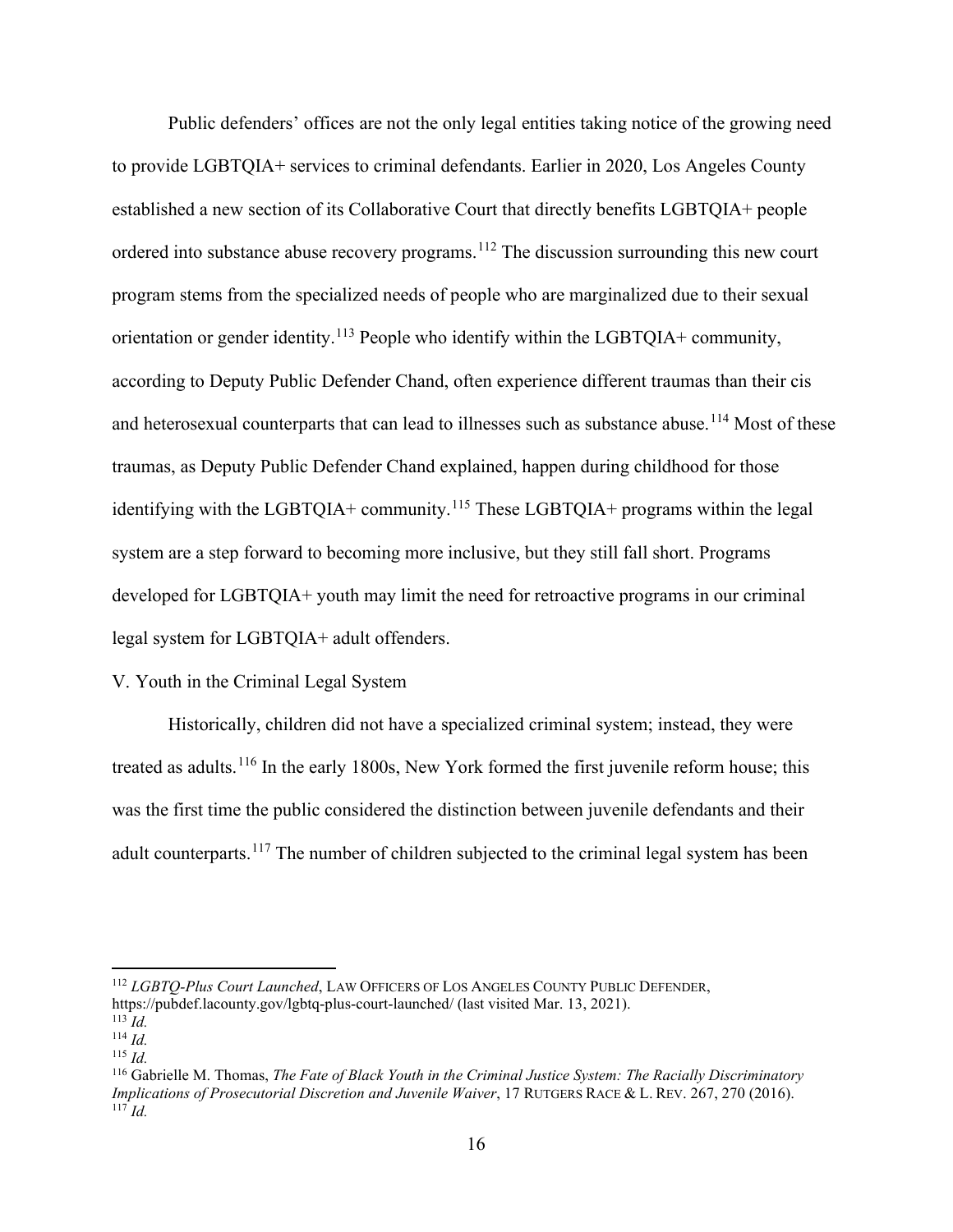Public defenders' offices are not the only legal entities taking notice of the growing need to provide LGBTQIA+ services to criminal defendants. Earlier in 2020, Los Angeles County established a new section of its Collaborative Court that directly benefits LGBTQIA+ people ordered into substance abuse recovery programs.[112] The discussion surrounding this new court program stems from the specialized needs of people who are marginalized due to their sexual orientation or gender identity.[113] People who identify within the LGBTQIA+ community, according to Deputy Public Defender Chand, often experience different traumas than their cis and heterosexual counterparts that can lead to illnesses such as substance abuse.[114] Most of these traumas, as Deputy Public Defender Chand explained, happen during childhood for those identifying with the LGBTQIA+ community.[115] These LGBTQIA+ programs within the legal system are a step forward to becoming more inclusive, but they still fall short. Programs developed for LGBTQIA+ youth may limit the need for retroactive programs in our criminal legal system for LGBTQIA+ adult offenders.

## V. Youth in the Criminal Legal System

Historically, children did not have a specialized criminal system; instead, they were treated as adults.[116] In the early 1800s, New York formed the first juvenile reform house; this was the first time the public considered the distinction between juvenile defendants and their adult counterparts.[117] The number of children subjected to the criminal legal system has been

---

[112] *LGBTQ-Plus Court Launched*, LAW OFFICERS OF LOS ANGELES COUNTY PUBLIC DEFENDER, https://pubdef.lacounty.gov/lgbtq-plus-court-launched/ (last visited Mar. 13, 2021).

[113] *Id.*

[114] *Id.*

[115] *Id.*

[116] Gabrielle M. Thomas, *The Fate of Black Youth in the Criminal Justice System: The Racially Discriminatory Implications of Prosecutorial Discretion and Juvenile Waiver*, 17 RUTGERS RACE & L. REV. 267, 270 (2016).

[117] *Id.*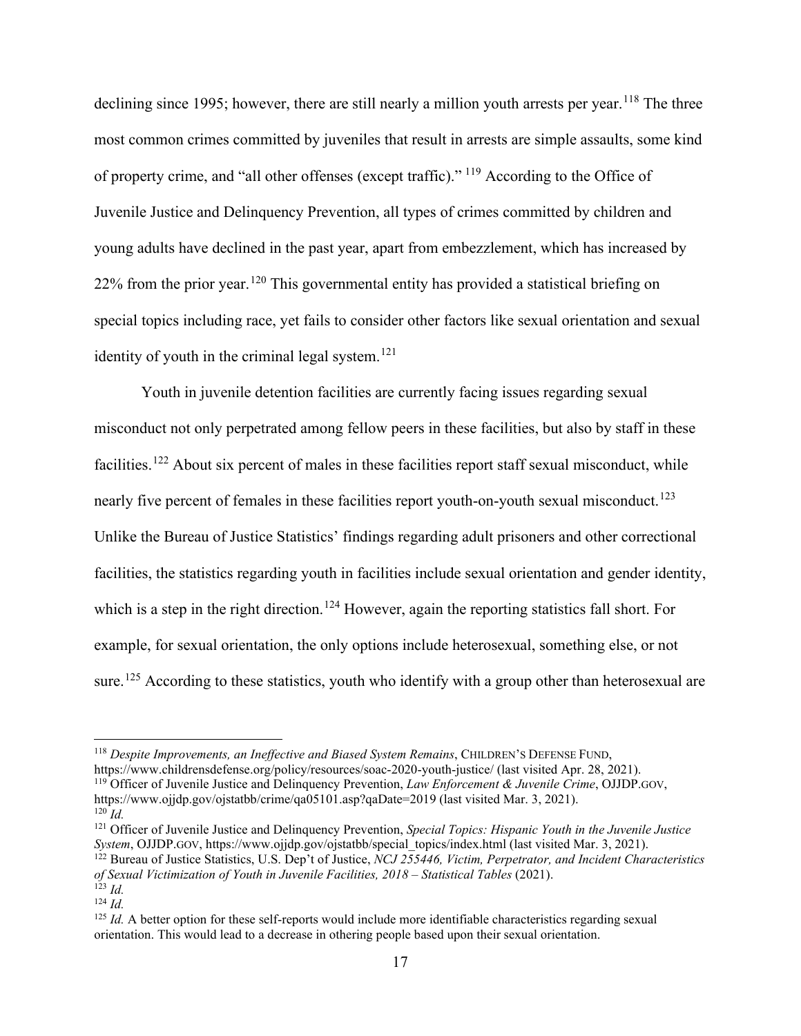declining since 1995; however, there are still nearly a million youth arrests per year.[118] The three most common crimes committed by juveniles that result in arrests are simple assaults, some kind of property crime, and "all other offenses (except traffic)." [119] According to the Office of Juvenile Justice and Delinquency Prevention, all types of crimes committed by children and young adults have declined in the past year, apart from embezzlement, which has increased by 22% from the prior year.[120] This governmental entity has provided a statistical briefing on special topics including race, yet fails to consider other factors like sexual orientation and sexual identity of youth in the criminal legal system.[121]

Youth in juvenile detention facilities are currently facing issues regarding sexual misconduct not only perpetrated among fellow peers in these facilities, but also by staff in these facilities.[122] About six percent of males in these facilities report staff sexual misconduct, while nearly five percent of females in these facilities report youth-on-youth sexual misconduct.[123] Unlike the Bureau of Justice Statistics' findings regarding adult prisoners and other correctional facilities, the statistics regarding youth in facilities include sexual orientation and gender identity, which is a step in the right direction.[124] However, again the reporting statistics fall short. For example, for sexual orientation, the only options include heterosexual, something else, or not sure.[125] According to these statistics, youth who identify with a group other than heterosexual are

---

[118] *Despite Improvements, an Ineffective and Biased System Remains*, CHILDREN'S DEFENSE FUND, https://www.childrensdefense.org/policy/resources/soac-2020-youth-justice/ (last visited Apr. 28, 2021).

[119] Officer of Juvenile Justice and Delinquency Prevention, *Law Enforcement & Juvenile Crime*, OJJDP.GOV, https://www.ojjdp.gov/ojstatbb/crime/qa05101.asp?qaDate=2019 (last visited Mar. 3, 2021).

[120] *Id.*

[121] Officer of Juvenile Justice and Delinquency Prevention, *Special Topics: Hispanic Youth in the Juvenile Justice System*, OJJDP.GOV, https://www.ojjdp.gov/ojstatbb/special_topics/index.html (last visited Mar. 3, 2021).

[122] Bureau of Justice Statistics, U.S. Dep't of Justice, *NCJ 255446, Victim, Perpetrator, and Incident Characteristics of Sexual Victimization of Youth in Juvenile Facilities, 2018 – Statistical Tables* (2021).

[123] *Id.*

[124] *Id.*

[125] *Id.* A better option for these self-reports would include more identifiable characteristics regarding sexual orientation. This would lead to a decrease in othering people based upon their sexual orientation.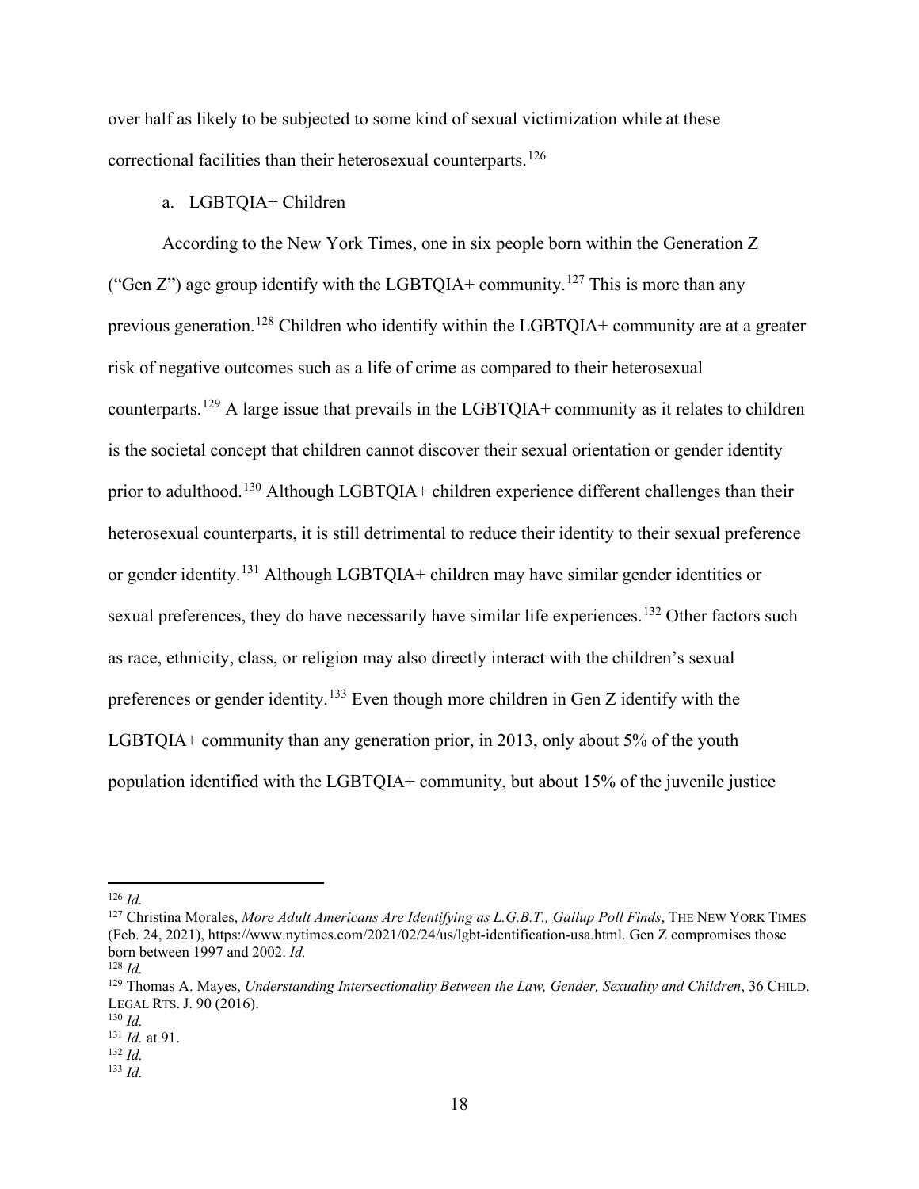over half as likely to be subjected to some kind of sexual victimization while at these correctional facilities than their heterosexual counterparts.[126]

a. LGBTQIA+ Children

According to the New York Times, one in six people born within the Generation Z ("Gen Z") age group identify with the LGBTQIA+ community.[127] This is more than any previous generation.[128] Children who identify within the LGBTQIA+ community are at a greater risk of negative outcomes such as a life of crime as compared to their heterosexual counterparts.[129] A large issue that prevails in the LGBTQIA+ community as it relates to children is the societal concept that children cannot discover their sexual orientation or gender identity prior to adulthood.[130] Although LGBTQIA+ children experience different challenges than their heterosexual counterparts, it is still detrimental to reduce their identity to their sexual preference or gender identity.[131] Although LGBTQIA+ children may have similar gender identities or sexual preferences, they do have necessarily have similar life experiences.[132] Other factors such as race, ethnicity, class, or religion may also directly interact with the children's sexual preferences or gender identity.[133] Even though more children in Gen Z identify with the LGBTQIA+ community than any generation prior, in 2013, only about 5% of the youth population identified with the LGBTQIA+ community, but about 15% of the juvenile justice

---

[126] *Id.*

[127] Christina Morales, *More Adult Americans Are Identifying as L.G.B.T., Gallup Poll Finds*, THE NEW YORK TIMES (Feb. 24, 2021), https://www.nytimes.com/2021/02/24/us/lgbt-identification-usa.html. Gen Z compromises those born between 1997 and 2002. *Id.*

[128] *Id.*

[129] Thomas A. Mayes, *Understanding Intersectionality Between the Law, Gender, Sexuality and Children*, 36 CHILD. LEGAL RTS. J. 90 (2016).

[130] *Id.*

[131] *Id.* at 91.

[132] *Id.*

[133] *Id.*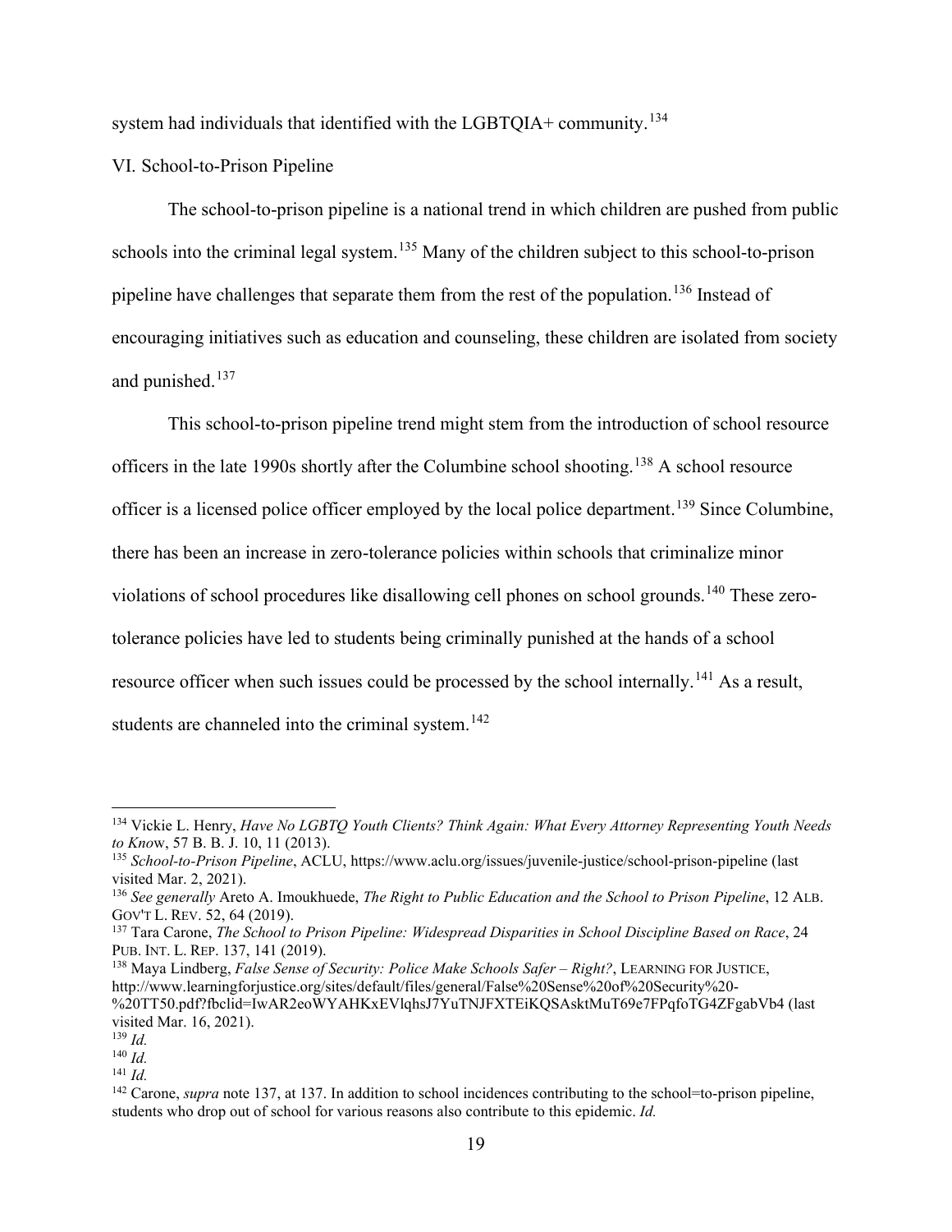system had individuals that identified with the LGBTQIA+ community.[134]

## VI. School-to-Prison Pipeline

The school-to-prison pipeline is a national trend in which children are pushed from public schools into the criminal legal system.[135] Many of the children subject to this school-to-prison pipeline have challenges that separate them from the rest of the population.[136] Instead of encouraging initiatives such as education and counseling, these children are isolated from society and punished.[137]

This school-to-prison pipeline trend might stem from the introduction of school resource officers in the late 1990s shortly after the Columbine school shooting.[138] A school resource officer is a licensed police officer employed by the local police department.[139] Since Columbine, there has been an increase in zero-tolerance policies within schools that criminalize minor violations of school procedures like disallowing cell phones on school grounds.[140] These zero-tolerance policies have led to students being criminally punished at the hands of a school resource officer when such issues could be processed by the school internally.[141] As a result, students are channeled into the criminal system.[142]

---

[134] Vickie L. Henry, *Have No LGBTQ Youth Clients? Think Again: What Every Attorney Representing Youth Needs to Know*, 57 B. B. J. 10, 11 (2013).

[135] *School-to-Prison Pipeline*, ACLU, https://www.aclu.org/issues/juvenile-justice/school-prison-pipeline (last visited Mar. 2, 2021).

[136] *See generally* Areto A. Imoukhuede, *The Right to Public Education and the School to Prison Pipeline*, 12 ALB. GOV'T L. REV. 52, 64 (2019).

[137] Tara Carone, *The School to Prison Pipeline: Widespread Disparities in School Discipline Based on Race*, 24 PUB. INT. L. REP. 137, 141 (2019).

[138] Maya Lindberg, *False Sense of Security: Police Make Schools Safer – Right?*, LEARNING FOR JUSTICE, http://www.learningforjustice.org/sites/default/files/general/False%20Sense%20of%20Security%20-%20TT50.pdf?fbclid=IwAR2eoWYAHKxEVlqhsJ7YuTNJFXTEiKQSAsktMuT69e7FPqfoTG4ZFgabVb4 (last visited Mar. 16, 2021).

[139] *Id.*

[140] *Id.*

[141] *Id.*

[142] Carone, *supra* note 137, at 137. In addition to school incidences contributing to the school=to-prison pipeline, students who drop out of school for various reasons also contribute to this epidemic. *Id.*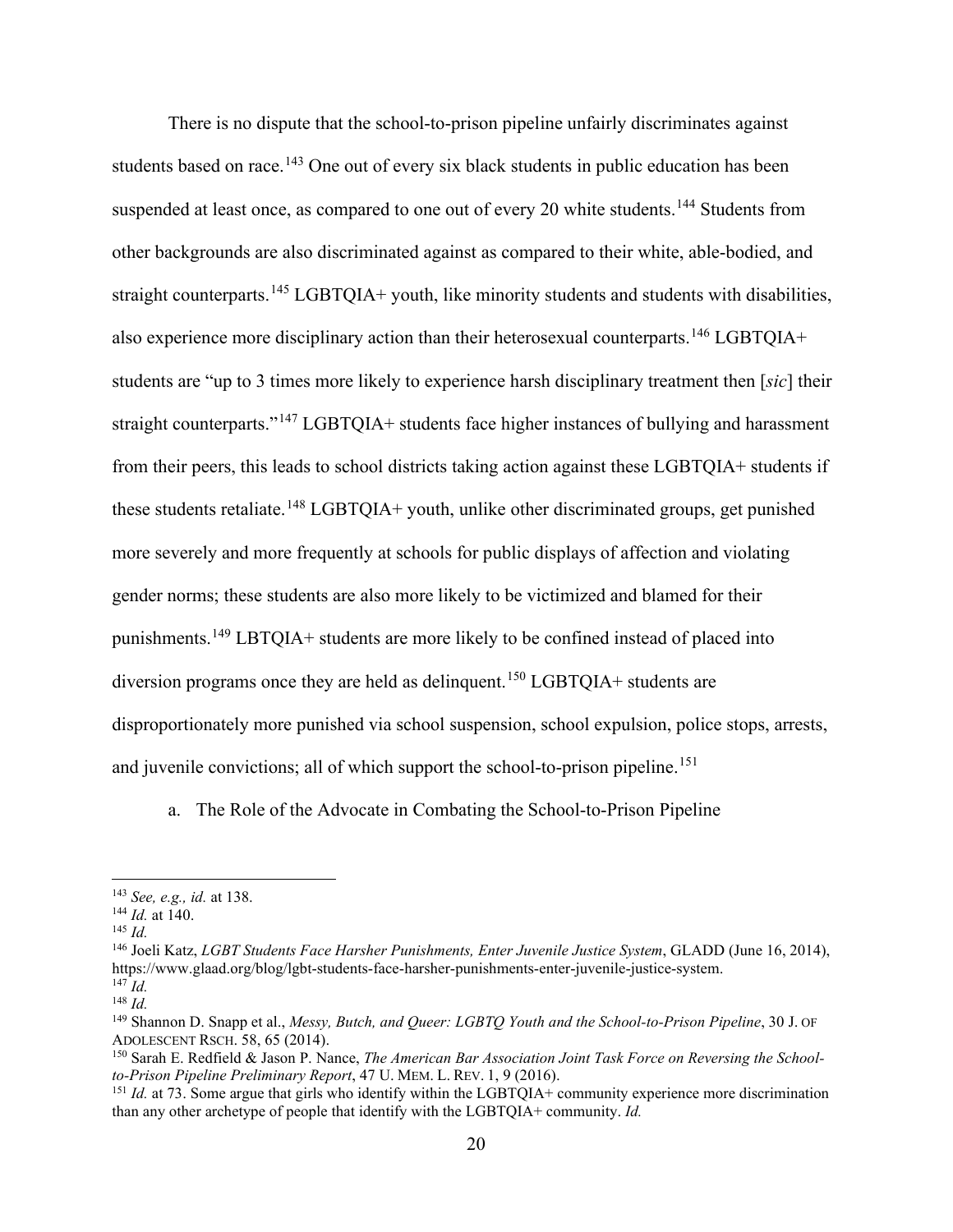There is no dispute that the school-to-prison pipeline unfairly discriminates against students based on race.[143] One out of every six black students in public education has been suspended at least once, as compared to one out of every 20 white students.[144] Students from other backgrounds are also discriminated against as compared to their white, able-bodied, and straight counterparts.[145] LGBTQIA+ youth, like minority students and students with disabilities, also experience more disciplinary action than their heterosexual counterparts.[146] LGBTQIA+ students are "up to 3 times more likely to experience harsh disciplinary treatment then [*sic*] their straight counterparts."[147] LGBTQIA+ students face higher instances of bullying and harassment from their peers, this leads to school districts taking action against these LGBTQIA+ students if these students retaliate.[148] LGBTQIA+ youth, unlike other discriminated groups, get punished more severely and more frequently at schools for public displays of affection and violating gender norms; these students are also more likely to be victimized and blamed for their punishments.[149] LBTQIA+ students are more likely to be confined instead of placed into diversion programs once they are held as delinquent.[150] LGBTQIA+ students are disproportionately more punished via school suspension, school expulsion, police stops, arrests, and juvenile convictions; all of which support the school-to-prison pipeline.[151]

a. The Role of the Advocate in Combating the School-to-Prison Pipeline

---

[143] *See, e.g., id.* at 138.

[144] *Id.* at 140.

[145] *Id.*

[146] Joeli Katz, *LGBT Students Face Harsher Punishments, Enter Juvenile Justice System*, GLADD (June 16, 2014), https://www.glaad.org/blog/lgbt-students-face-harsher-punishments-enter-juvenile-justice-system.

[147] *Id.*

[148] *Id.*

[149] Shannon D. Snapp et al., *Messy, Butch, and Queer: LGBTQ Youth and the School-to-Prison Pipeline*, 30 J. OF ADOLESCENT RSCH. 58, 65 (2014).

[150] Sarah E. Redfield & Jason P. Nance, *The American Bar Association Joint Task Force on Reversing the School-to-Prison Pipeline Preliminary Report*, 47 U. MEM. L. REV. 1, 9 (2016).

[151] *Id.* at 73. Some argue that girls who identify within the LGBTQIA+ community experience more discrimination than any other archetype of people that identify with the LGBTQIA+ community. *Id.*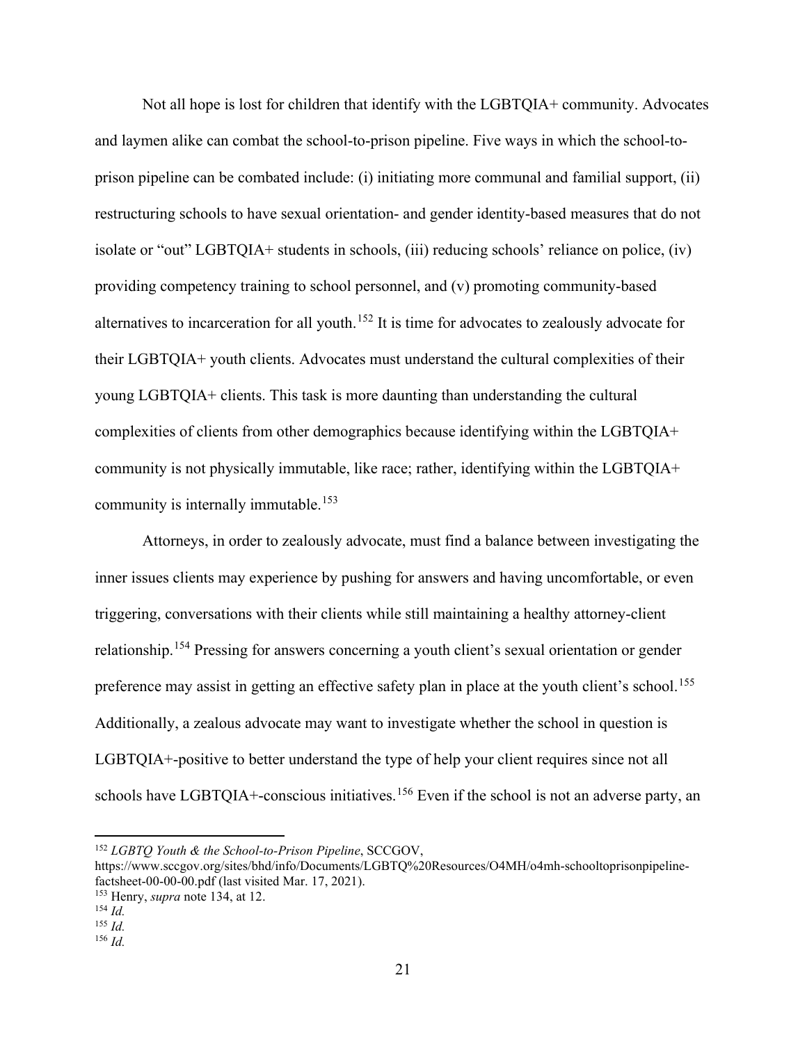Not all hope is lost for children that identify with the LGBTQIA+ community. Advocates and laymen alike can combat the school-to-prison pipeline. Five ways in which the school-to-prison pipeline can be combated include: (i) initiating more communal and familial support, (ii) restructuring schools to have sexual orientation- and gender identity-based measures that do not isolate or "out" LGBTQIA+ students in schools, (iii) reducing schools' reliance on police, (iv) providing competency training to school personnel, and (v) promoting community-based alternatives to incarceration for all youth.[152] It is time for advocates to zealously advocate for their LGBTQIA+ youth clients. Advocates must understand the cultural complexities of their young LGBTQIA+ clients. This task is more daunting than understanding the cultural complexities of clients from other demographics because identifying within the LGBTQIA+ community is not physically immutable, like race; rather, identifying within the LGBTQIA+ community is internally immutable.[153]

Attorneys, in order to zealously advocate, must find a balance between investigating the inner issues clients may experience by pushing for answers and having uncomfortable, or even triggering, conversations with their clients while still maintaining a healthy attorney-client relationship.[154] Pressing for answers concerning a youth client's sexual orientation or gender preference may assist in getting an effective safety plan in place at the youth client's school.[155] Additionally, a zealous advocate may want to investigate whether the school in question is LGBTQIA+-positive to better understand the type of help your client requires since not all schools have LGBTQIA+-conscious initiatives.[156] Even if the school is not an adverse party, an

---

[152] *LGBTQ Youth & the School-to-Prison Pipeline*, SCCGOV, https://www.sccgov.org/sites/bhd/info/Documents/LGBTQ%20Resources/O4MH/o4mh-schooltoprisonpipeline-factsheet-00-00-00.pdf (last visited Mar. 17, 2021).

[153] Henry, *supra* note 134, at 12.

[154] *Id.*

[155] *Id.*

[156] *Id.*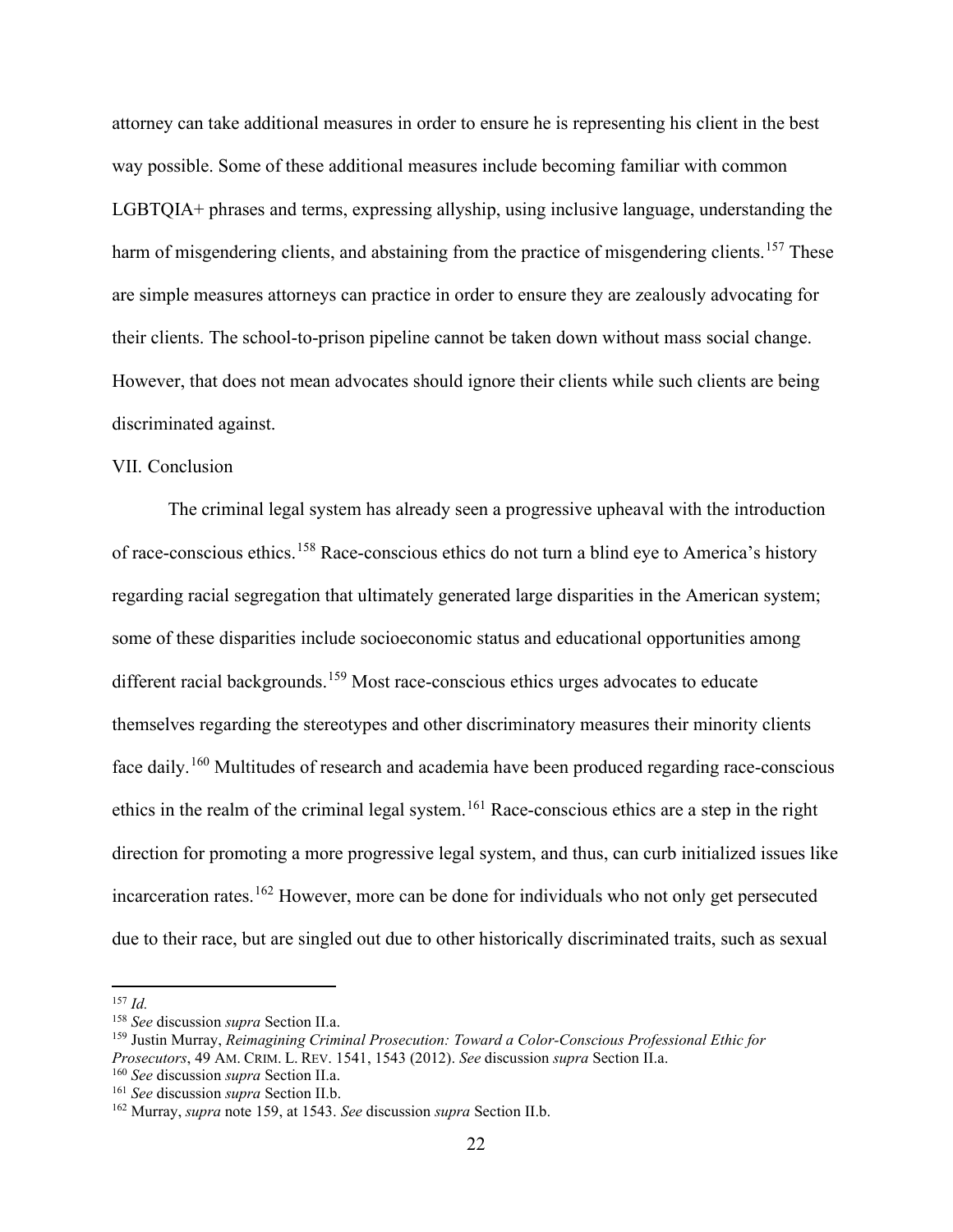attorney can take additional measures in order to ensure he is representing his client in the best way possible. Some of these additional measures include becoming familiar with common LGBTQIA+ phrases and terms, expressing allyship, using inclusive language, understanding the harm of misgendering clients, and abstaining from the practice of misgendering clients.[157] These are simple measures attorneys can practice in order to ensure they are zealously advocating for their clients. The school-to-prison pipeline cannot be taken down without mass social change. However, that does not mean advocates should ignore their clients while such clients are being discriminated against.

## VII. Conclusion

The criminal legal system has already seen a progressive upheaval with the introduction of race-conscious ethics.[158] Race-conscious ethics do not turn a blind eye to America's history regarding racial segregation that ultimately generated large disparities in the American system; some of these disparities include socioeconomic status and educational opportunities among different racial backgrounds.[159] Most race-conscious ethics urges advocates to educate themselves regarding the stereotypes and other discriminatory measures their minority clients face daily.[160] Multitudes of research and academia have been produced regarding race-conscious ethics in the realm of the criminal legal system.[161] Race-conscious ethics are a step in the right direction for promoting a more progressive legal system, and thus, can curb initialized issues like incarceration rates.[162] However, more can be done for individuals who not only get persecuted due to their race, but are singled out due to other historically discriminated traits, such as sexual

---

[157] *Id.*

[158] *See* discussion *supra* Section II.a.

[159] Justin Murray, *Reimagining Criminal Prosecution: Toward a Color-Conscious Professional Ethic for Prosecutors*, 49 AM. CRIM. L. REV. 1541, 1543 (2012). *See* discussion *supra* Section II.a.

[160] *See* discussion *supra* Section II.a.

[161] *See* discussion *supra* Section II.b.

[162] Murray, *supra* note 159, at 1543. *See* discussion *supra* Section II.b.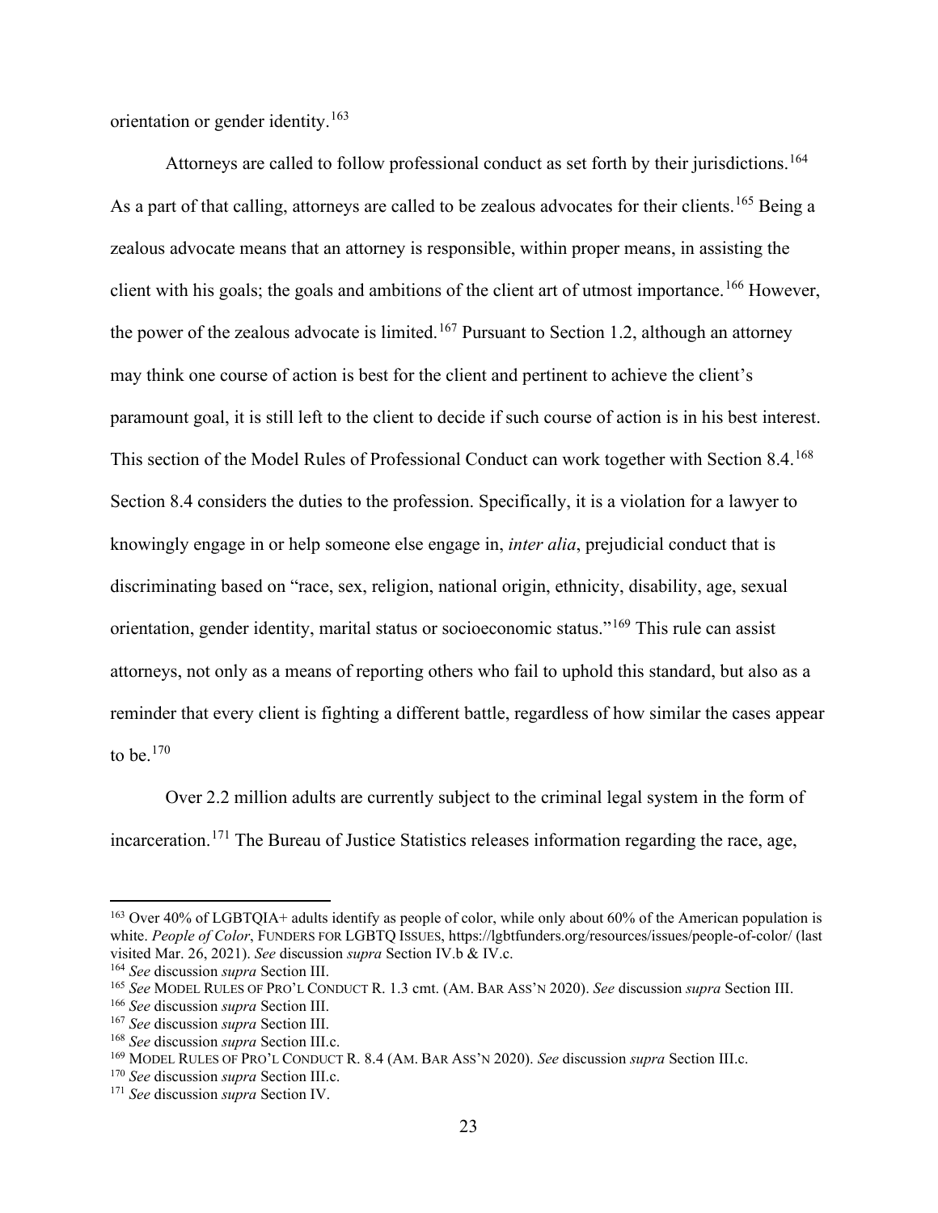orientation or gender identity.[163]

Attorneys are called to follow professional conduct as set forth by their jurisdictions.[164] As a part of that calling, attorneys are called to be zealous advocates for their clients.[165] Being a zealous advocate means that an attorney is responsible, within proper means, in assisting the client with his goals; the goals and ambitions of the client art of utmost importance.[166] However, the power of the zealous advocate is limited.[167] Pursuant to Section 1.2, although an attorney may think one course of action is best for the client and pertinent to achieve the client's paramount goal, it is still left to the client to decide if such course of action is in his best interest. This section of the Model Rules of Professional Conduct can work together with Section 8.4.[168] Section 8.4 considers the duties to the profession. Specifically, it is a violation for a lawyer to knowingly engage in or help someone else engage in, *inter alia*, prejudicial conduct that is discriminating based on "race, sex, religion, national origin, ethnicity, disability, age, sexual orientation, gender identity, marital status or socioeconomic status."[169] This rule can assist attorneys, not only as a means of reporting others who fail to uphold this standard, but also as a reminder that every client is fighting a different battle, regardless of how similar the cases appear to be.[170]

Over 2.2 million adults are currently subject to the criminal legal system in the form of incarceration.[171] The Bureau of Justice Statistics releases information regarding the race, age,

---

[163] Over 40% of LGBTQIA+ adults identify as people of color, while only about 60% of the American population is white. *People of Color*, FUNDERS FOR LGBTQ ISSUES, https://lgbtfunders.org/resources/issues/people-of-color/ (last visited Mar. 26, 2021). *See* discussion *supra* Section IV.b & IV.c.

[164] *See* discussion *supra* Section III.

[165] *See* MODEL RULES OF PRO'L CONDUCT R. 1.3 cmt. (AM. BAR ASS'N 2020). *See* discussion *supra* Section III.

[166] *See* discussion *supra* Section III.

[167] *See* discussion *supra* Section III.

[168] *See* discussion *supra* Section III.c.

[169] MODEL RULES OF PRO'L CONDUCT R. 8.4 (AM. BAR ASS'N 2020). *See* discussion *supra* Section III.c.

[170] *See* discussion *supra* Section III.c.

[171] *See* discussion *supra* Section IV.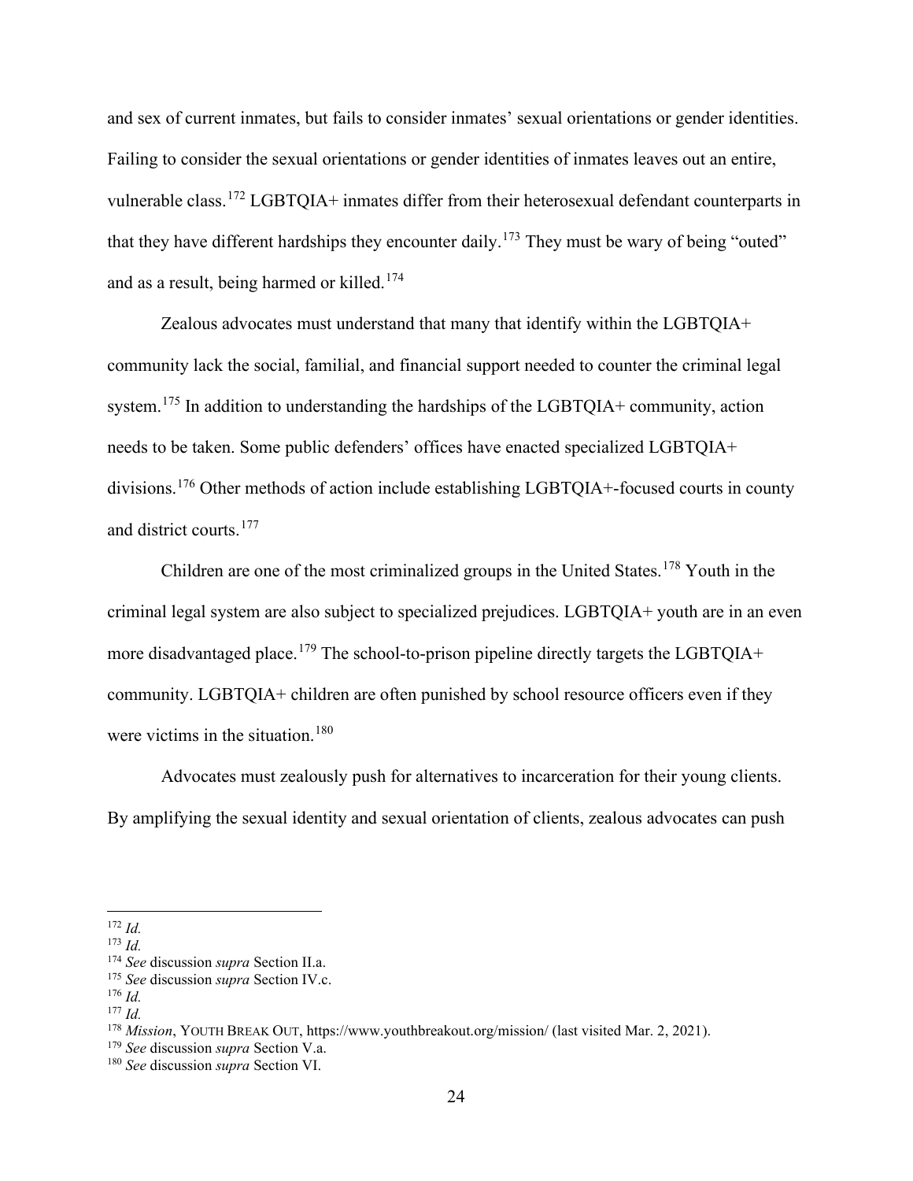and sex of current inmates, but fails to consider inmates' sexual orientations or gender identities. Failing to consider the sexual orientations or gender identities of inmates leaves out an entire, vulnerable class.[172] LGBTQIA+ inmates differ from their heterosexual defendant counterparts in that they have different hardships they encounter daily.[173] They must be wary of being "outed" and as a result, being harmed or killed.[174]

Zealous advocates must understand that many that identify within the LGBTQIA+ community lack the social, familial, and financial support needed to counter the criminal legal system.[175] In addition to understanding the hardships of the LGBTQIA+ community, action needs to be taken. Some public defenders' offices have enacted specialized LGBTQIA+ divisions.[176] Other methods of action include establishing LGBTQIA+-focused courts in county and district courts.[177]

Children are one of the most criminalized groups in the United States.[178] Youth in the criminal legal system are also subject to specialized prejudices. LGBTQIA+ youth are in an even more disadvantaged place.[179] The school-to-prison pipeline directly targets the LGBTQIA+ community. LGBTQIA+ children are often punished by school resource officers even if they were victims in the situation.[180]

Advocates must zealously push for alternatives to incarceration for their young clients. By amplifying the sexual identity and sexual orientation of clients, zealous advocates can push

---

[172] *Id.*

[173] *Id.*

[174] *See* discussion *supra* Section II.a.

[175] *See* discussion *supra* Section IV.c.

[176] *Id.*

[177] *Id.*

[178] *Mission*, YOUTH BREAK OUT, https://www.youthbreakout.org/mission/ (last visited Mar. 2, 2021).

[179] *See* discussion *supra* Section V.a.

[180] *See* discussion *supra* Section VI.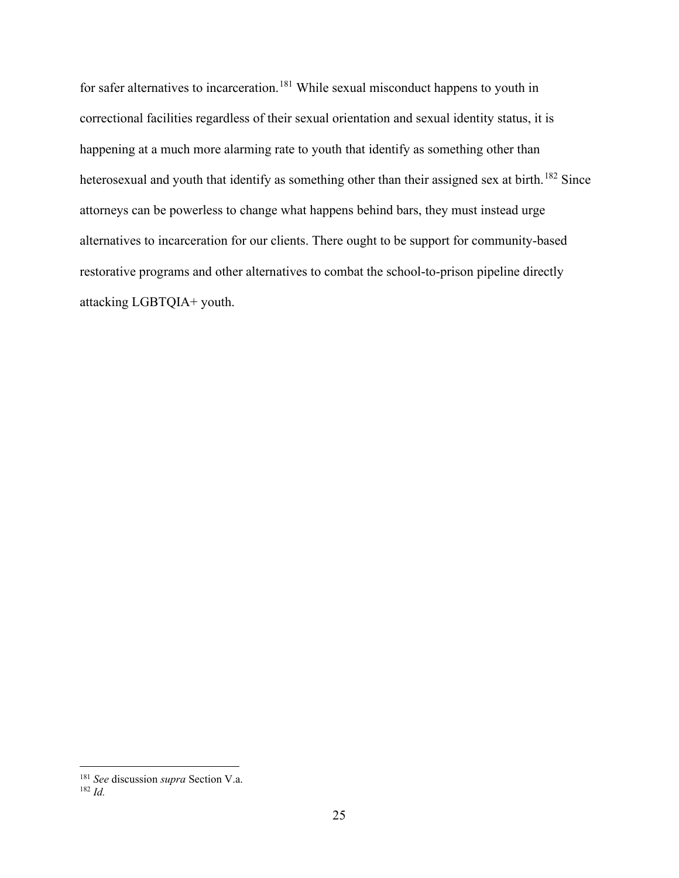for safer alternatives to incarceration.[181] While sexual misconduct happens to youth in correctional facilities regardless of their sexual orientation and sexual identity status, it is happening at a much more alarming rate to youth that identify as something other than heterosexual and youth that identify as something other than their assigned sex at birth.[182] Since attorneys can be powerless to change what happens behind bars, they must instead urge alternatives to incarceration for our clients. There ought to be support for community-based restorative programs and other alternatives to combat the school-to-prison pipeline directly attacking LGBTQIA+ youth.

---

[181] *See* discussion *supra* Section V.a.
[182] *Id.*